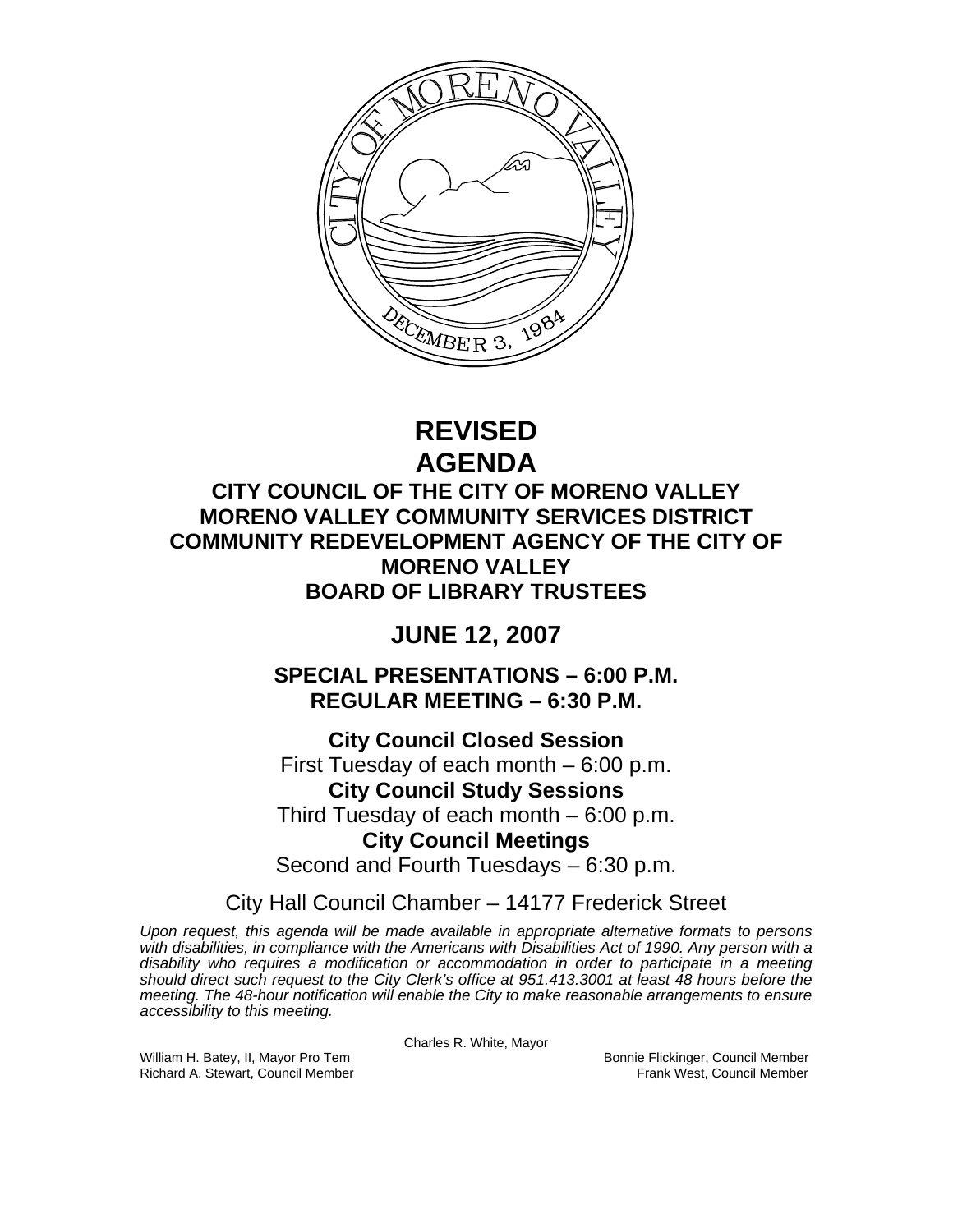# REVISED AGENDA

## CITY COUNCIL OF THE CITY OF MORENO VALLEY
## MORENO VALLEY COMMUNITY SERVICES DISTRICT
## COMMUNITY REDEVELOPMENT AGENCY OF THE CITY OF MORENO VALLEY
## BOARD OF LIBRARY TRUSTEES

## JUNE 12, 2007

### SPECIAL PRESENTATIONS – 6:00 P.M.
### REGULAR MEETING – 6:30 P.M.

**City Council Closed Session**
First Tuesday of each month – 6:00 p.m.

**City Council Study Sessions**
Third Tuesday of each month – 6:00 p.m.

**City Council Meetings**
Second and Fourth Tuesdays – 6:30 p.m.

City Hall Council Chamber – 14177 Frederick Street

*Upon request, this agenda will be made available in appropriate alternative formats to persons with disabilities, in compliance with the Americans with Disabilities Act of 1990. Any person with a disability who requires a modification or accommodation in order to participate in a meeting should direct such request to the City Clerk's office at 951.413.3001 at least 48 hours before the meeting. The 48-hour notification will enable the City to make reasonable arrangements to ensure accessibility to this meeting.*

Charles R. White, Mayor

William H. Batey, II, Mayor Pro Tem
Bonnie Flickinger, Council Member
Richard A. Stewart, Council Member
Frank West, Council Member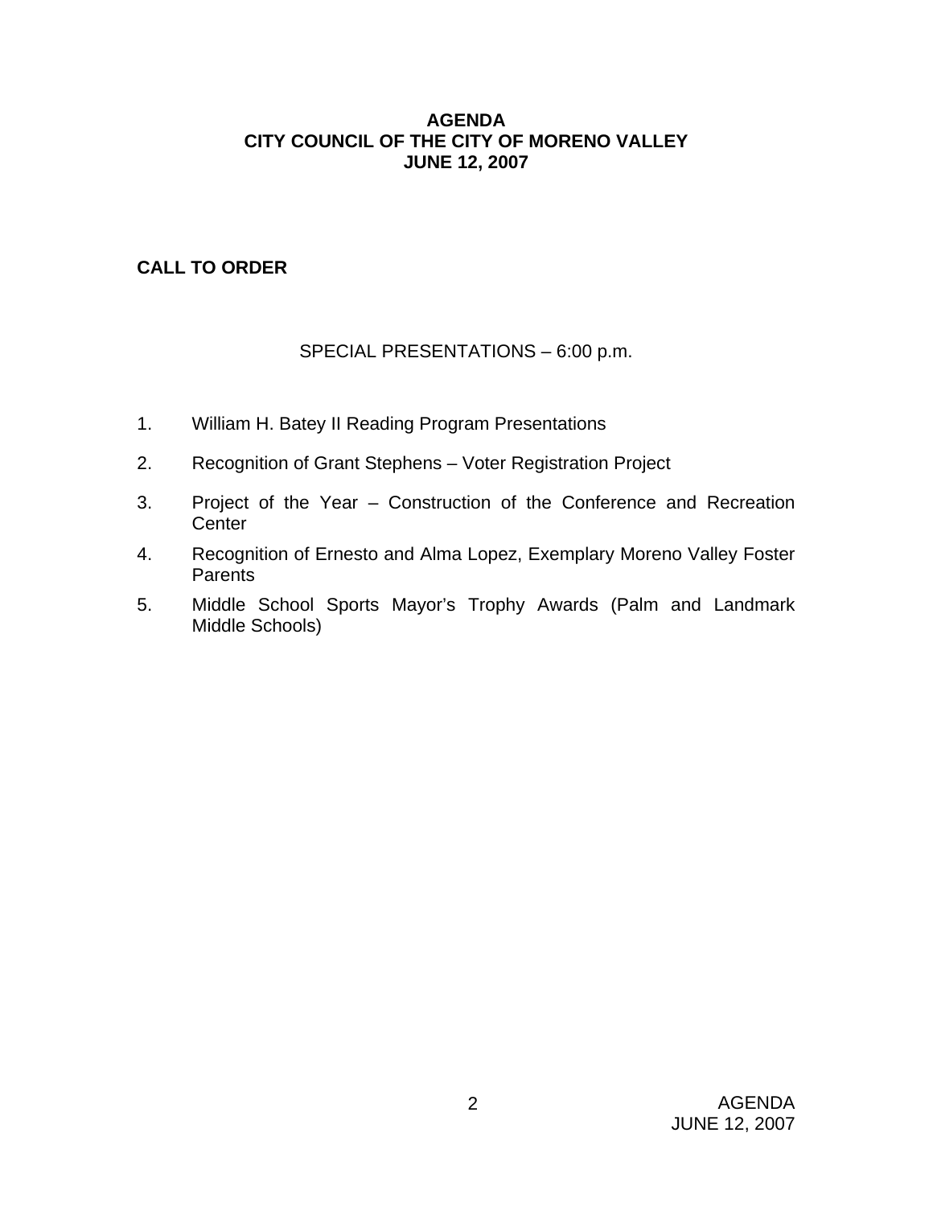# AGENDA
# CITY COUNCIL OF THE CITY OF MORENO VALLEY
# JUNE 12, 2007

## CALL TO ORDER

SPECIAL PRESENTATIONS – 6:00 p.m.

1. William H. Batey II Reading Program Presentations
2. Recognition of Grant Stephens – Voter Registration Project
3. Project of the Year – Construction of the Conference and Recreation Center
4. Recognition of Ernesto and Alma Lopez, Exemplary Moreno Valley Foster Parents
5. Middle School Sports Mayor's Trophy Awards (Palm and Landmark Middle Schools)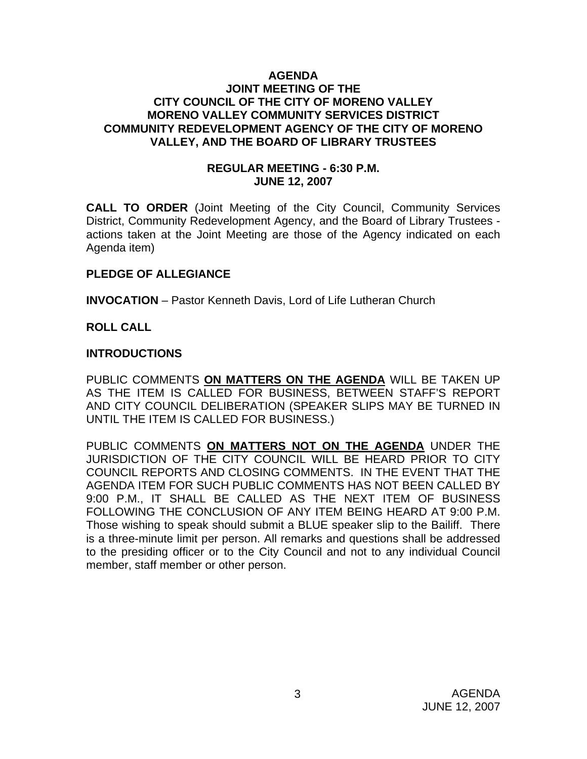# AGENDA
## JOINT MEETING OF THE CITY COUNCIL OF THE CITY OF MORENO VALLEY MORENO VALLEY COMMUNITY SERVICES DISTRICT COMMUNITY REDEVELOPMENT AGENCY OF THE CITY OF MORENO VALLEY, AND THE BOARD OF LIBRARY TRUSTEES

### REGULAR MEETING - 6:30 P.M.
### JUNE 12, 2007

**CALL TO ORDER** (Joint Meeting of the City Council, Community Services District, Community Redevelopment Agency, and the Board of Library Trustees - actions taken at the Joint Meeting are those of the Agency indicated on each Agenda item)

**PLEDGE OF ALLEGIANCE**

**INVOCATION** – Pastor Kenneth Davis, Lord of Life Lutheran Church

**ROLL CALL**

**INTRODUCTIONS**

PUBLIC COMMENTS **<u>ON MATTERS ON THE AGENDA</u>** WILL BE TAKEN UP AS THE ITEM IS CALLED FOR BUSINESS, BETWEEN STAFF'S REPORT AND CITY COUNCIL DELIBERATION (SPEAKER SLIPS MAY BE TURNED IN UNTIL THE ITEM IS CALLED FOR BUSINESS.)

PUBLIC COMMENTS **<u>ON MATTERS NOT ON THE AGENDA</u>** UNDER THE JURISDICTION OF THE CITY COUNCIL WILL BE HEARD PRIOR TO CITY COUNCIL REPORTS AND CLOSING COMMENTS. IN THE EVENT THAT THE AGENDA ITEM FOR SUCH PUBLIC COMMENTS HAS NOT BEEN CALLED BY 9:00 P.M., IT SHALL BE CALLED AS THE NEXT ITEM OF BUSINESS FOLLOWING THE CONCLUSION OF ANY ITEM BEING HEARD AT 9:00 P.M. Those wishing to speak should submit a BLUE speaker slip to the Bailiff. There is a three-minute limit per person. All remarks and questions shall be addressed to the presiding officer or to the City Council and not to any individual Council member, staff member or other person.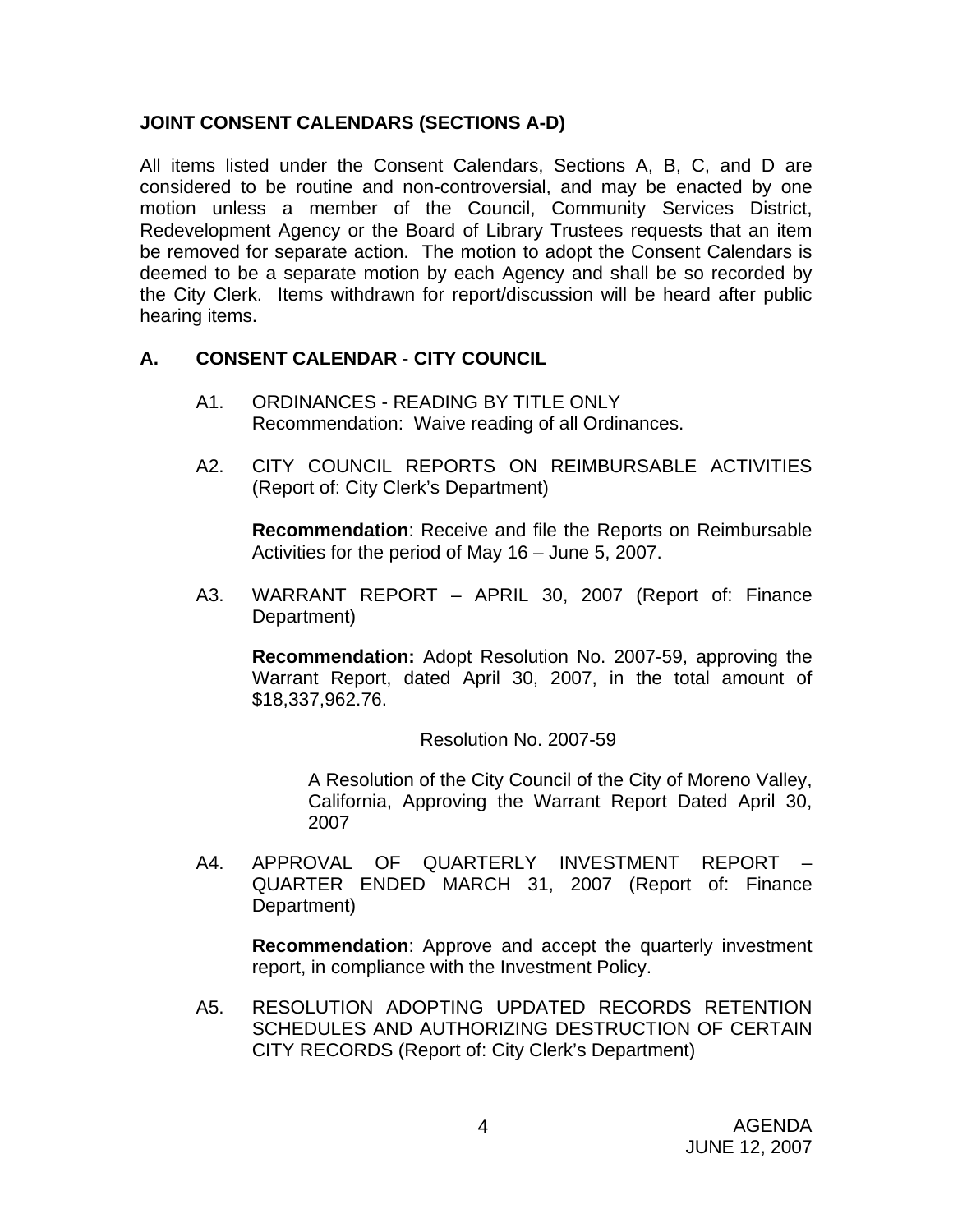**JOINT CONSENT CALENDARS (SECTIONS A-D)**

All items listed under the Consent Calendars, Sections A, B, C, and D are considered to be routine and non-controversial, and may be enacted by one motion unless a member of the Council, Community Services District, Redevelopment Agency or the Board of Library Trustees requests that an item be removed for separate action. The motion to adopt the Consent Calendars is deemed to be a separate motion by each Agency and shall be so recorded by the City Clerk. Items withdrawn for report/discussion will be heard after public hearing items.

## A. CONSENT CALENDAR - CITY COUNCIL

A1. ORDINANCES - READING BY TITLE ONLY
Recommendation: Waive reading of all Ordinances.

A2. CITY COUNCIL REPORTS ON REIMBURSABLE ACTIVITIES (Report of: City Clerk's Department)

**Recommendation**: Receive and file the Reports on Reimbursable Activities for the period of May 16 – June 5, 2007.

A3. WARRANT REPORT – APRIL 30, 2007 (Report of: Finance Department)

**Recommendation:** Adopt Resolution No. 2007-59, approving the Warrant Report, dated April 30, 2007, in the total amount of $18,337,962.76.

Resolution No. 2007-59

A Resolution of the City Council of the City of Moreno Valley, California, Approving the Warrant Report Dated April 30, 2007

A4. APPROVAL OF QUARTERLY INVESTMENT REPORT – QUARTER ENDED MARCH 31, 2007 (Report of: Finance Department)

**Recommendation**: Approve and accept the quarterly investment report, in compliance with the Investment Policy.

A5. RESOLUTION ADOPTING UPDATED RECORDS RETENTION SCHEDULES AND AUTHORIZING DESTRUCTION OF CERTAIN CITY RECORDS (Report of: City Clerk's Department)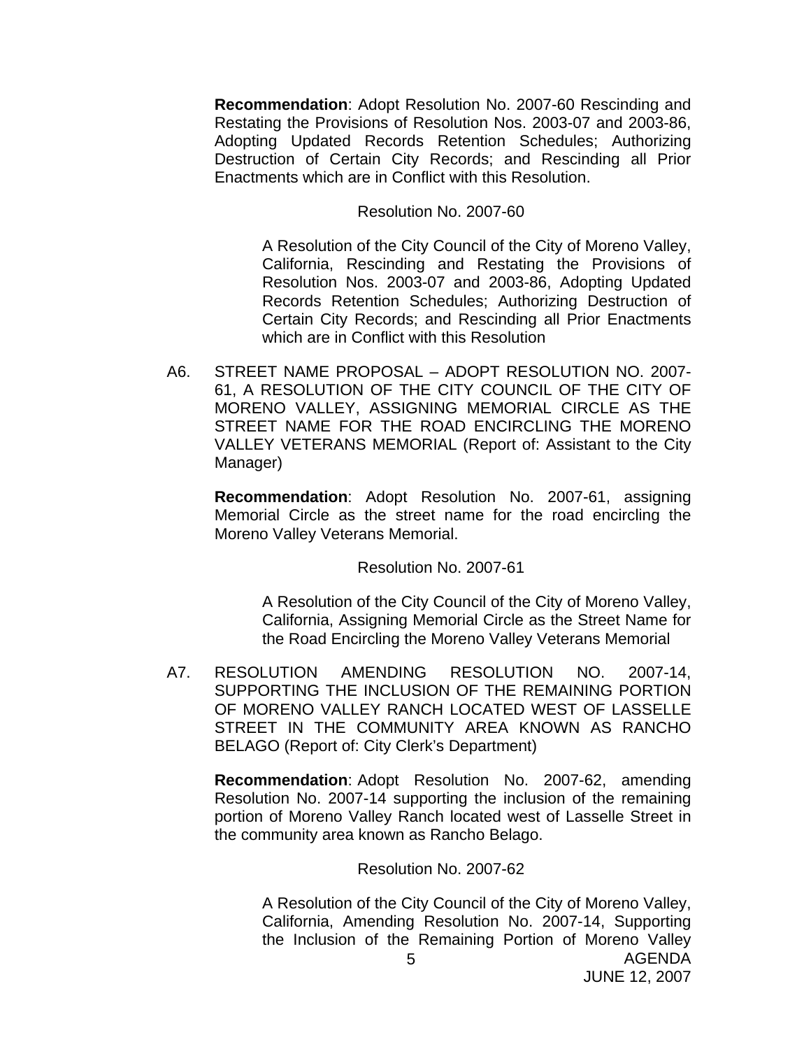**Recommendation**: Adopt Resolution No. 2007-60 Rescinding and Restating the Provisions of Resolution Nos. 2003-07 and 2003-86, Adopting Updated Records Retention Schedules; Authorizing Destruction of Certain City Records; and Rescinding all Prior Enactments which are in Conflict with this Resolution.

Resolution No. 2007-60

A Resolution of the City Council of the City of Moreno Valley, California, Rescinding and Restating the Provisions of Resolution Nos. 2003-07 and 2003-86, Adopting Updated Records Retention Schedules; Authorizing Destruction of Certain City Records; and Rescinding all Prior Enactments which are in Conflict with this Resolution

A6. STREET NAME PROPOSAL – ADOPT RESOLUTION NO. 2007-61, A RESOLUTION OF THE CITY COUNCIL OF THE CITY OF MORENO VALLEY, ASSIGNING MEMORIAL CIRCLE AS THE STREET NAME FOR THE ROAD ENCIRCLING THE MORENO VALLEY VETERANS MEMORIAL (Report of: Assistant to the City Manager)

**Recommendation**: Adopt Resolution No. 2007-61, assigning Memorial Circle as the street name for the road encircling the Moreno Valley Veterans Memorial.

Resolution No. 2007-61

A Resolution of the City Council of the City of Moreno Valley, California, Assigning Memorial Circle as the Street Name for the Road Encircling the Moreno Valley Veterans Memorial

A7. RESOLUTION AMENDING RESOLUTION NO. 2007-14, SUPPORTING THE INCLUSION OF THE REMAINING PORTION OF MORENO VALLEY RANCH LOCATED WEST OF LASSELLE STREET IN THE COMMUNITY AREA KNOWN AS RANCHO BELAGO (Report of: City Clerk's Department)

**Recommendation**: Adopt Resolution No. 2007-62, amending Resolution No. 2007-14 supporting the inclusion of the remaining portion of Moreno Valley Ranch located west of Lasselle Street in the community area known as Rancho Belago.

Resolution No. 2007-62

A Resolution of the City Council of the City of Moreno Valley, California, Amending Resolution No. 2007-14, Supporting the Inclusion of the Remaining Portion of Moreno Valley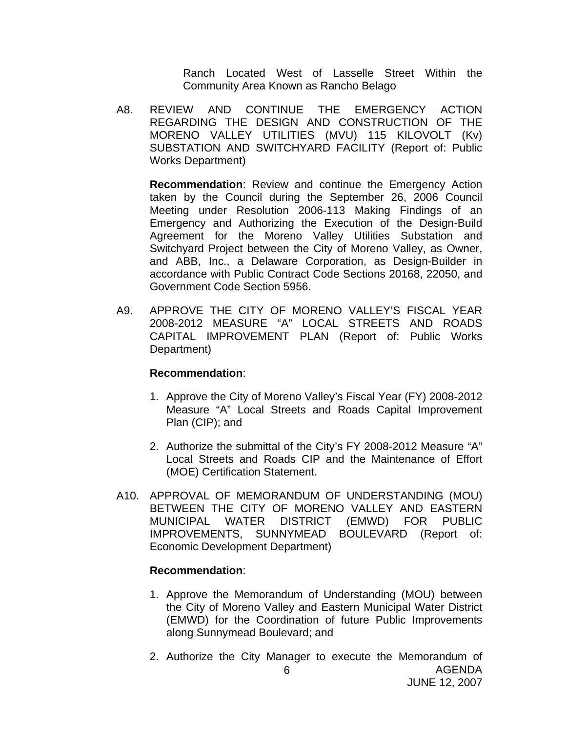Ranch Located West of Lasselle Street Within the Community Area Known as Rancho Belago

A8. REVIEW AND CONTINUE THE EMERGENCY ACTION REGARDING THE DESIGN AND CONSTRUCTION OF THE MORENO VALLEY UTILITIES (MVU) 115 KILOVOLT (Kv) SUBSTATION AND SWITCHYARD FACILITY (Report of: Public Works Department)

**Recommendation**: Review and continue the Emergency Action taken by the Council during the September 26, 2006 Council Meeting under Resolution 2006-113 Making Findings of an Emergency and Authorizing the Execution of the Design-Build Agreement for the Moreno Valley Utilities Substation and Switchyard Project between the City of Moreno Valley, as Owner, and ABB, Inc., a Delaware Corporation, as Design-Builder in accordance with Public Contract Code Sections 20168, 22050, and Government Code Section 5956.

A9. APPROVE THE CITY OF MORENO VALLEY'S FISCAL YEAR 2008-2012 MEASURE "A" LOCAL STREETS AND ROADS CAPITAL IMPROVEMENT PLAN (Report of: Public Works Department)

**Recommendation**:

1. Approve the City of Moreno Valley's Fiscal Year (FY) 2008-2012 Measure "A" Local Streets and Roads Capital Improvement Plan (CIP); and

2. Authorize the submittal of the City's FY 2008-2012 Measure "A" Local Streets and Roads CIP and the Maintenance of Effort (MOE) Certification Statement.

A10. APPROVAL OF MEMORANDUM OF UNDERSTANDING (MOU) BETWEEN THE CITY OF MORENO VALLEY AND EASTERN MUNICIPAL WATER DISTRICT (EMWD) FOR PUBLIC IMPROVEMENTS, SUNNYMEAD BOULEVARD (Report of: Economic Development Department)

**Recommendation**:

1. Approve the Memorandum of Understanding (MOU) between the City of Moreno Valley and Eastern Municipal Water District (EMWD) for the Coordination of future Public Improvements along Sunnymead Boulevard; and

2. Authorize the City Manager to execute the Memorandum of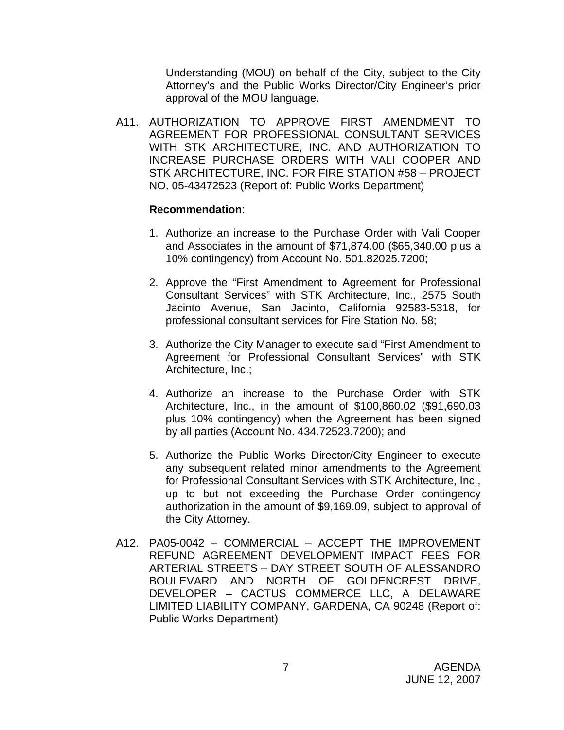Understanding (MOU) on behalf of the City, subject to the City Attorney's and the Public Works Director/City Engineer's prior approval of the MOU language.

A11. AUTHORIZATION TO APPROVE FIRST AMENDMENT TO AGREEMENT FOR PROFESSIONAL CONSULTANT SERVICES WITH STK ARCHITECTURE, INC. AND AUTHORIZATION TO INCREASE PURCHASE ORDERS WITH VALI COOPER AND STK ARCHITECTURE, INC. FOR FIRE STATION #58 – PROJECT NO. 05-43472523 (Report of: Public Works Department)

**Recommendation**:

1. Authorize an increase to the Purchase Order with Vali Cooper and Associates in the amount of $71,874.00 ($65,340.00 plus a 10% contingency) from Account No. 501.82025.7200;

2. Approve the "First Amendment to Agreement for Professional Consultant Services" with STK Architecture, Inc., 2575 South Jacinto Avenue, San Jacinto, California 92583-5318, for professional consultant services for Fire Station No. 58;

3. Authorize the City Manager to execute said "First Amendment to Agreement for Professional Consultant Services" with STK Architecture, Inc.;

4. Authorize an increase to the Purchase Order with STK Architecture, Inc., in the amount of $100,860.02 ($91,690.03 plus 10% contingency) when the Agreement has been signed by all parties (Account No. 434.72523.7200); and

5. Authorize the Public Works Director/City Engineer to execute any subsequent related minor amendments to the Agreement for Professional Consultant Services with STK Architecture, Inc., up to but not exceeding the Purchase Order contingency authorization in the amount of $9,169.09, subject to approval of the City Attorney.

A12. PA05-0042 – COMMERCIAL – ACCEPT THE IMPROVEMENT REFUND AGREEMENT DEVELOPMENT IMPACT FEES FOR ARTERIAL STREETS – DAY STREET SOUTH OF ALESSANDRO BOULEVARD AND NORTH OF GOLDENCREST DRIVE, DEVELOPER – CACTUS COMMERCE LLC, A DELAWARE LIMITED LIABILITY COMPANY, GARDENA, CA 90248 (Report of: Public Works Department)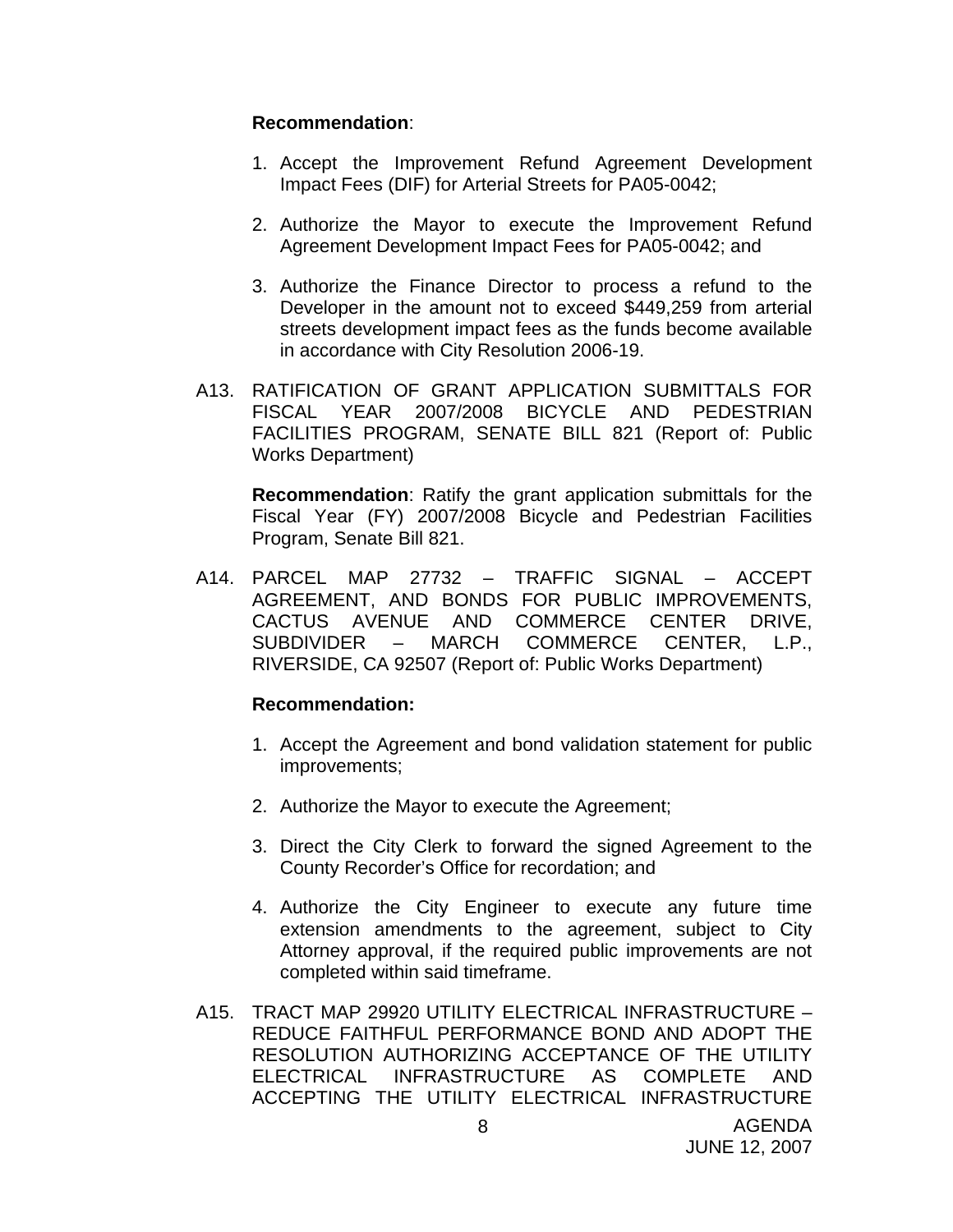**Recommendation**:

1. Accept the Improvement Refund Agreement Development Impact Fees (DIF) for Arterial Streets for PA05-0042;

2. Authorize the Mayor to execute the Improvement Refund Agreement Development Impact Fees for PA05-0042; and

3. Authorize the Finance Director to process a refund to the Developer in the amount not to exceed $449,259 from arterial streets development impact fees as the funds become available in accordance with City Resolution 2006-19.

A13. RATIFICATION OF GRANT APPLICATION SUBMITTALS FOR FISCAL YEAR 2007/2008 BICYCLE AND PEDESTRIAN FACILITIES PROGRAM, SENATE BILL 821 (Report of: Public Works Department)

**Recommendation**: Ratify the grant application submittals for the Fiscal Year (FY) 2007/2008 Bicycle and Pedestrian Facilities Program, Senate Bill 821.

A14. PARCEL MAP 27732 – TRAFFIC SIGNAL – ACCEPT AGREEMENT, AND BONDS FOR PUBLIC IMPROVEMENTS, CACTUS AVENUE AND COMMERCE CENTER DRIVE, SUBDIVIDER – MARCH COMMERCE CENTER, L.P., RIVERSIDE, CA 92507 (Report of: Public Works Department)

**Recommendation:**

1. Accept the Agreement and bond validation statement for public improvements;

2. Authorize the Mayor to execute the Agreement;

3. Direct the City Clerk to forward the signed Agreement to the County Recorder's Office for recordation; and

4. Authorize the City Engineer to execute any future time extension amendments to the agreement, subject to City Attorney approval, if the required public improvements are not completed within said timeframe.

A15. TRACT MAP 29920 UTILITY ELECTRICAL INFRASTRUCTURE – REDUCE FAITHFUL PERFORMANCE BOND AND ADOPT THE RESOLUTION AUTHORIZING ACCEPTANCE OF THE UTILITY ELECTRICAL INFRASTRUCTURE AS COMPLETE AND ACCEPTING THE UTILITY ELECTRICAL INFRASTRUCTURE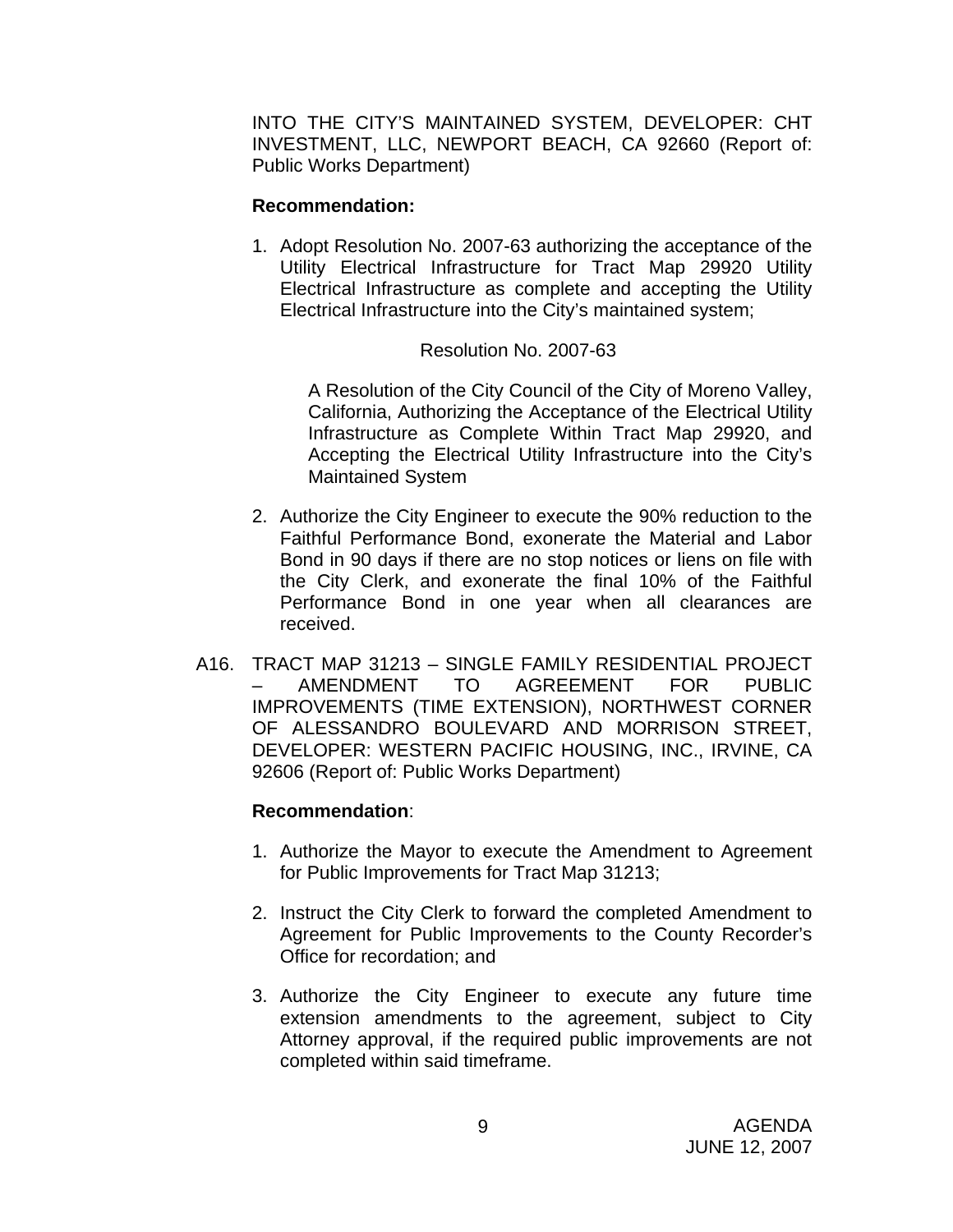INTO THE CITY'S MAINTAINED SYSTEM, DEVELOPER: CHT INVESTMENT, LLC, NEWPORT BEACH, CA 92660 (Report of: Public Works Department)

**Recommendation:**

1. Adopt Resolution No. 2007-63 authorizing the acceptance of the Utility Electrical Infrastructure for Tract Map 29920 Utility Electrical Infrastructure as complete and accepting the Utility Electrical Infrastructure into the City's maintained system;

   Resolution No. 2007-63

   A Resolution of the City Council of the City of Moreno Valley, California, Authorizing the Acceptance of the Electrical Utility Infrastructure as Complete Within Tract Map 29920, and Accepting the Electrical Utility Infrastructure into the City's Maintained System

2. Authorize the City Engineer to execute the 90% reduction to the Faithful Performance Bond, exonerate the Material and Labor Bond in 90 days if there are no stop notices or liens on file with the City Clerk, and exonerate the final 10% of the Faithful Performance Bond in one year when all clearances are received.

A16. TRACT MAP 31213 – SINGLE FAMILY RESIDENTIAL PROJECT – AMENDMENT TO AGREEMENT FOR PUBLIC IMPROVEMENTS (TIME EXTENSION), NORTHWEST CORNER OF ALESSANDRO BOULEVARD AND MORRISON STREET, DEVELOPER: WESTERN PACIFIC HOUSING, INC., IRVINE, CA 92606 (Report of: Public Works Department)

**Recommendation**:

1. Authorize the Mayor to execute the Amendment to Agreement for Public Improvements for Tract Map 31213;

2. Instruct the City Clerk to forward the completed Amendment to Agreement for Public Improvements to the County Recorder's Office for recordation; and

3. Authorize the City Engineer to execute any future time extension amendments to the agreement, subject to City Attorney approval, if the required public improvements are not completed within said timeframe.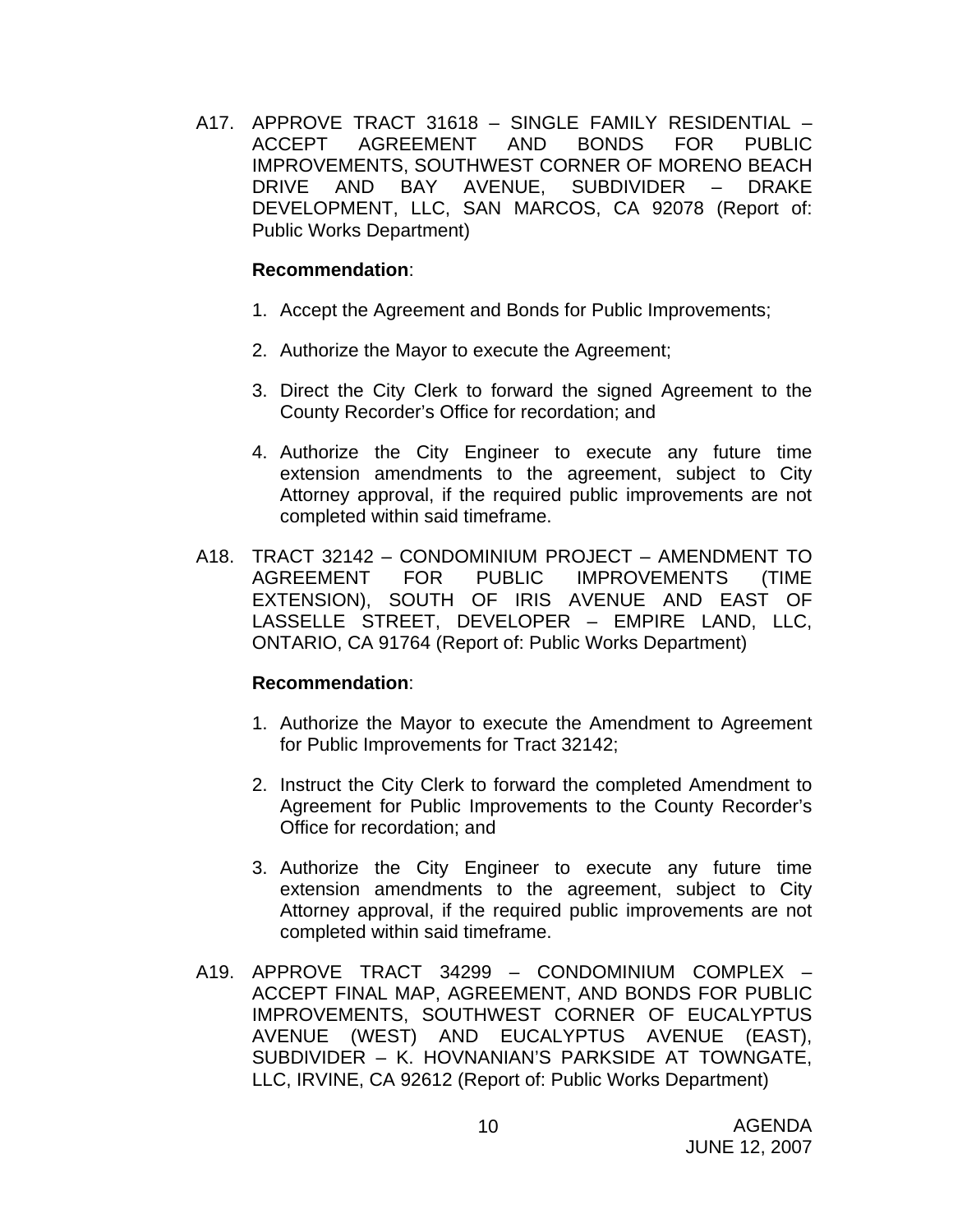A17. APPROVE TRACT 31618 – SINGLE FAMILY RESIDENTIAL – ACCEPT AGREEMENT AND BONDS FOR PUBLIC IMPROVEMENTS, SOUTHWEST CORNER OF MORENO BEACH DRIVE AND BAY AVENUE, SUBDIVIDER – DRAKE DEVELOPMENT, LLC, SAN MARCOS, CA 92078 (Report of: Public Works Department)

**Recommendation**:

1. Accept the Agreement and Bonds for Public Improvements;

2. Authorize the Mayor to execute the Agreement;

3. Direct the City Clerk to forward the signed Agreement to the County Recorder's Office for recordation; and

4. Authorize the City Engineer to execute any future time extension amendments to the agreement, subject to City Attorney approval, if the required public improvements are not completed within said timeframe.

A18. TRACT 32142 – CONDOMINIUM PROJECT – AMENDMENT TO AGREEMENT FOR PUBLIC IMPROVEMENTS (TIME EXTENSION), SOUTH OF IRIS AVENUE AND EAST OF LASSELLE STREET, DEVELOPER – EMPIRE LAND, LLC, ONTARIO, CA 91764 (Report of: Public Works Department)

**Recommendation**:

1. Authorize the Mayor to execute the Amendment to Agreement for Public Improvements for Tract 32142;

2. Instruct the City Clerk to forward the completed Amendment to Agreement for Public Improvements to the County Recorder's Office for recordation; and

3. Authorize the City Engineer to execute any future time extension amendments to the agreement, subject to City Attorney approval, if the required public improvements are not completed within said timeframe.

A19. APPROVE TRACT 34299 – CONDOMINIUM COMPLEX – ACCEPT FINAL MAP, AGREEMENT, AND BONDS FOR PUBLIC IMPROVEMENTS, SOUTHWEST CORNER OF EUCALYPTUS AVENUE (WEST) AND EUCALYPTUS AVENUE (EAST), SUBDIVIDER – K. HOVNANIAN'S PARKSIDE AT TOWNGATE, LLC, IRVINE, CA 92612 (Report of: Public Works Department)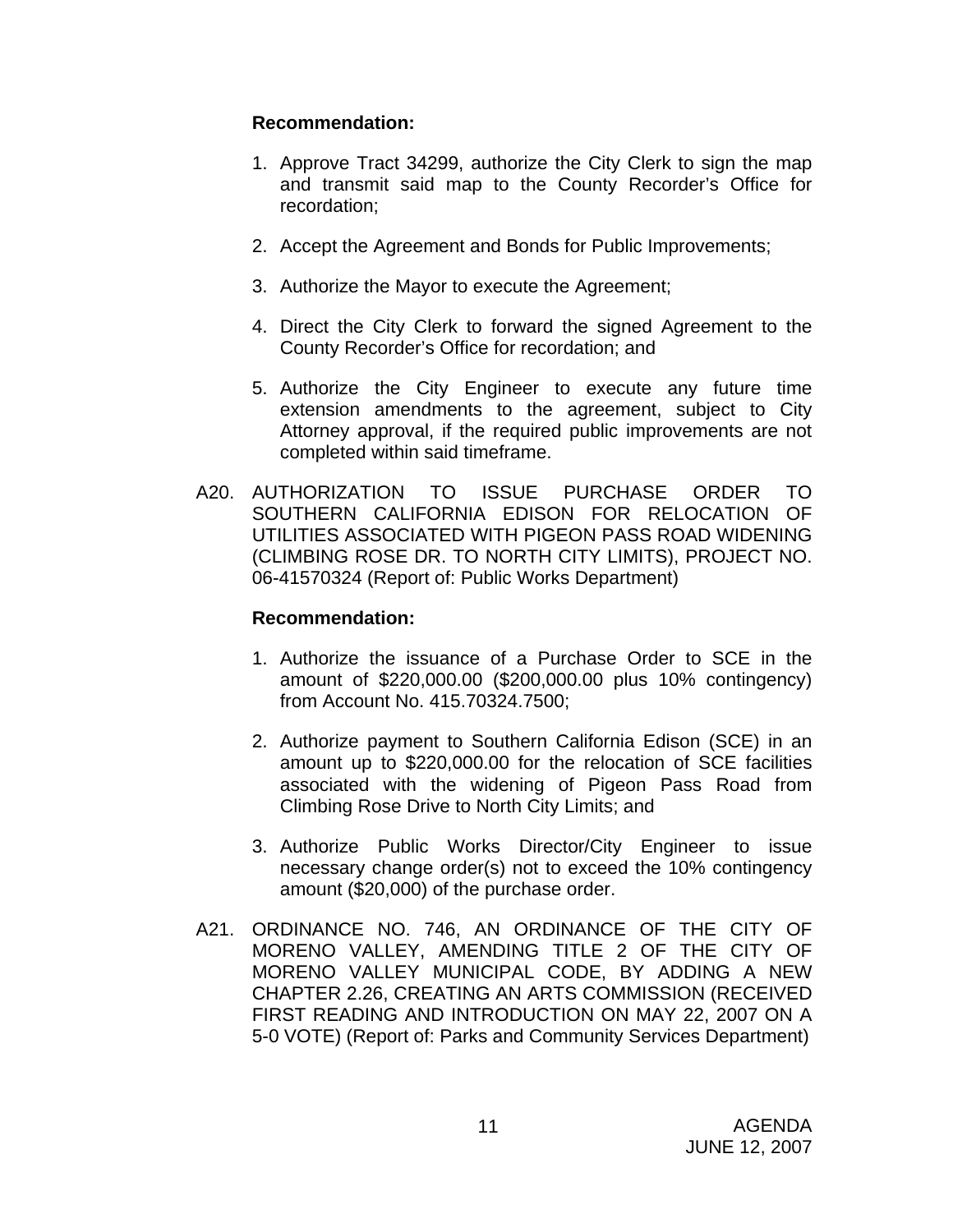**Recommendation:**

1. Approve Tract 34299, authorize the City Clerk to sign the map and transmit said map to the County Recorder's Office for recordation;

2. Accept the Agreement and Bonds for Public Improvements;

3. Authorize the Mayor to execute the Agreement;

4. Direct the City Clerk to forward the signed Agreement to the County Recorder's Office for recordation; and

5. Authorize the City Engineer to execute any future time extension amendments to the agreement, subject to City Attorney approval, if the required public improvements are not completed within said timeframe.

A20. AUTHORIZATION TO ISSUE PURCHASE ORDER TO SOUTHERN CALIFORNIA EDISON FOR RELOCATION OF UTILITIES ASSOCIATED WITH PIGEON PASS ROAD WIDENING (CLIMBING ROSE DR. TO NORTH CITY LIMITS), PROJECT NO. 06-41570324 (Report of: Public Works Department)

**Recommendation:**

1. Authorize the issuance of a Purchase Order to SCE in the amount of $220,000.00 ($200,000.00 plus 10% contingency) from Account No. 415.70324.7500;

2. Authorize payment to Southern California Edison (SCE) in an amount up to $220,000.00 for the relocation of SCE facilities associated with the widening of Pigeon Pass Road from Climbing Rose Drive to North City Limits; and

3. Authorize Public Works Director/City Engineer to issue necessary change order(s) not to exceed the 10% contingency amount ($20,000) of the purchase order.

A21. ORDINANCE NO. 746, AN ORDINANCE OF THE CITY OF MORENO VALLEY, AMENDING TITLE 2 OF THE CITY OF MORENO VALLEY MUNICIPAL CODE, BY ADDING A NEW CHAPTER 2.26, CREATING AN ARTS COMMISSION (RECEIVED FIRST READING AND INTRODUCTION ON MAY 22, 2007 ON A 5-0 VOTE) (Report of: Parks and Community Services Department)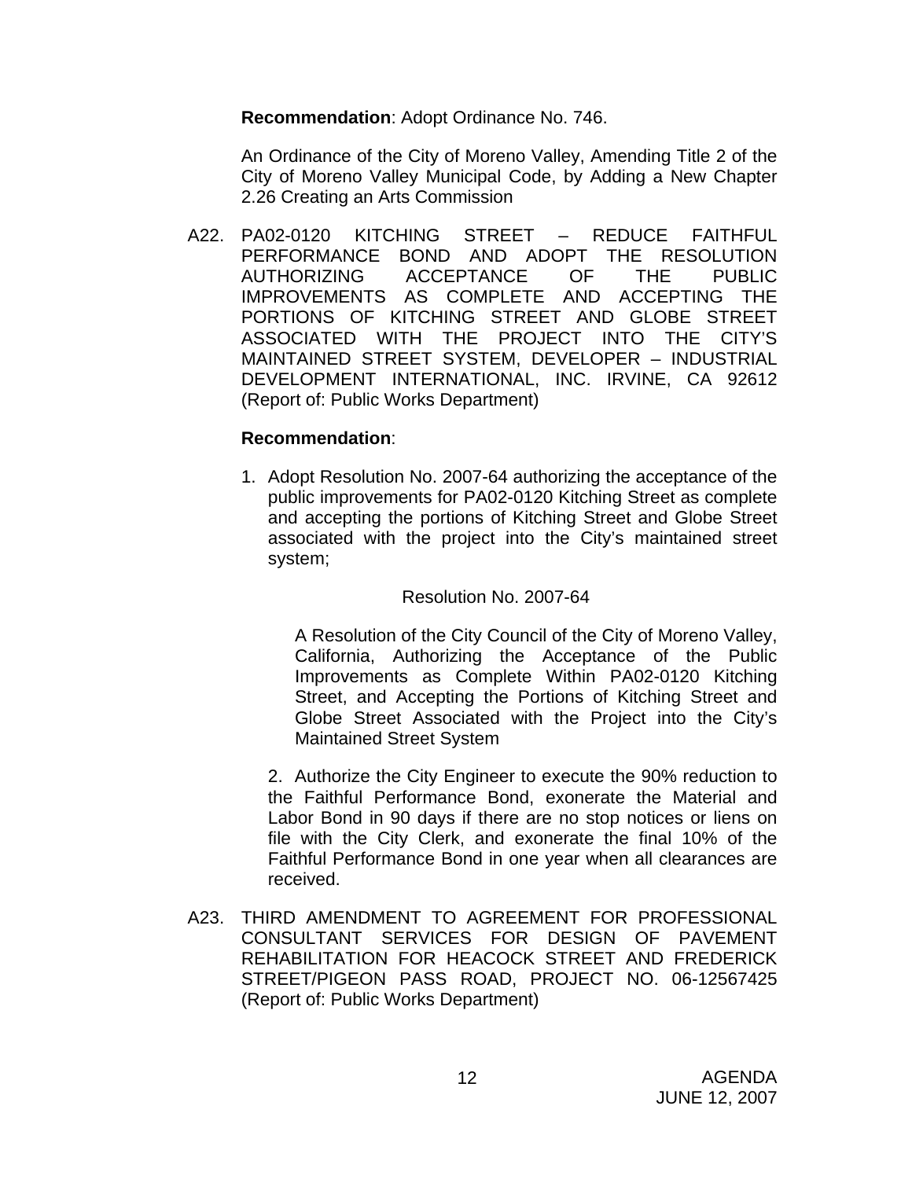**Recommendation**: Adopt Ordinance No. 746.

An Ordinance of the City of Moreno Valley, Amending Title 2 of the City of Moreno Valley Municipal Code, by Adding a New Chapter 2.26 Creating an Arts Commission

A22. PA02-0120 KITCHING STREET – REDUCE FAITHFUL PERFORMANCE BOND AND ADOPT THE RESOLUTION AUTHORIZING ACCEPTANCE OF THE PUBLIC IMPROVEMENTS AS COMPLETE AND ACCEPTING THE PORTIONS OF KITCHING STREET AND GLOBE STREET ASSOCIATED WITH THE PROJECT INTO THE CITY'S MAINTAINED STREET SYSTEM, DEVELOPER – INDUSTRIAL DEVELOPMENT INTERNATIONAL, INC. IRVINE, CA 92612 (Report of: Public Works Department)

**Recommendation**:

1. Adopt Resolution No. 2007-64 authorizing the acceptance of the public improvements for PA02-0120 Kitching Street as complete and accepting the portions of Kitching Street and Globe Street associated with the project into the City's maintained street system;

Resolution No. 2007-64

A Resolution of the City Council of the City of Moreno Valley, California, Authorizing the Acceptance of the Public Improvements as Complete Within PA02-0120 Kitching Street, and Accepting the Portions of Kitching Street and Globe Street Associated with the Project into the City's Maintained Street System

2. Authorize the City Engineer to execute the 90% reduction to the Faithful Performance Bond, exonerate the Material and Labor Bond in 90 days if there are no stop notices or liens on file with the City Clerk, and exonerate the final 10% of the Faithful Performance Bond in one year when all clearances are received.

A23. THIRD AMENDMENT TO AGREEMENT FOR PROFESSIONAL CONSULTANT SERVICES FOR DESIGN OF PAVEMENT REHABILITATION FOR HEACOCK STREET AND FREDERICK STREET/PIGEON PASS ROAD, PROJECT NO. 06-12567425 (Report of: Public Works Department)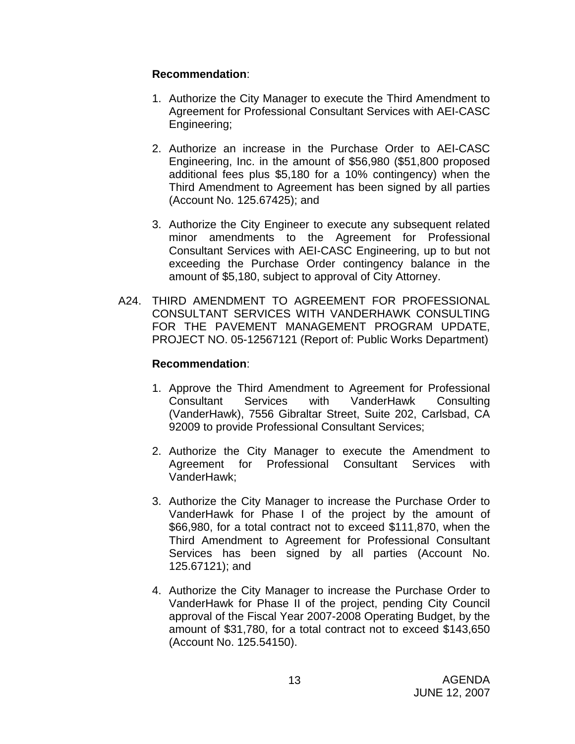**Recommendation**:

1. Authorize the City Manager to execute the Third Amendment to Agreement for Professional Consultant Services with AEI-CASC Engineering;

2. Authorize an increase in the Purchase Order to AEI-CASC Engineering, Inc. in the amount of $56,980 ($51,800 proposed additional fees plus $5,180 for a 10% contingency) when the Third Amendment to Agreement has been signed by all parties (Account No. 125.67425); and

3. Authorize the City Engineer to execute any subsequent related minor amendments to the Agreement for Professional Consultant Services with AEI-CASC Engineering, up to but not exceeding the Purchase Order contingency balance in the amount of $5,180, subject to approval of City Attorney.

A24. THIRD AMENDMENT TO AGREEMENT FOR PROFESSIONAL CONSULTANT SERVICES WITH VANDERHAWK CONSULTING FOR THE PAVEMENT MANAGEMENT PROGRAM UPDATE, PROJECT NO. 05-12567121 (Report of: Public Works Department)

**Recommendation**:

1. Approve the Third Amendment to Agreement for Professional Consultant Services with VanderHawk Consulting (VanderHawk), 7556 Gibraltar Street, Suite 202, Carlsbad, CA 92009 to provide Professional Consultant Services;

2. Authorize the City Manager to execute the Amendment to Agreement for Professional Consultant Services with VanderHawk;

3. Authorize the City Manager to increase the Purchase Order to VanderHawk for Phase I of the project by the amount of $66,980, for a total contract not to exceed $111,870, when the Third Amendment to Agreement for Professional Consultant Services has been signed by all parties (Account No. 125.67121); and

4. Authorize the City Manager to increase the Purchase Order to VanderHawk for Phase II of the project, pending City Council approval of the Fiscal Year 2007-2008 Operating Budget, by the amount of $31,780, for a total contract not to exceed $143,650 (Account No. 125.54150).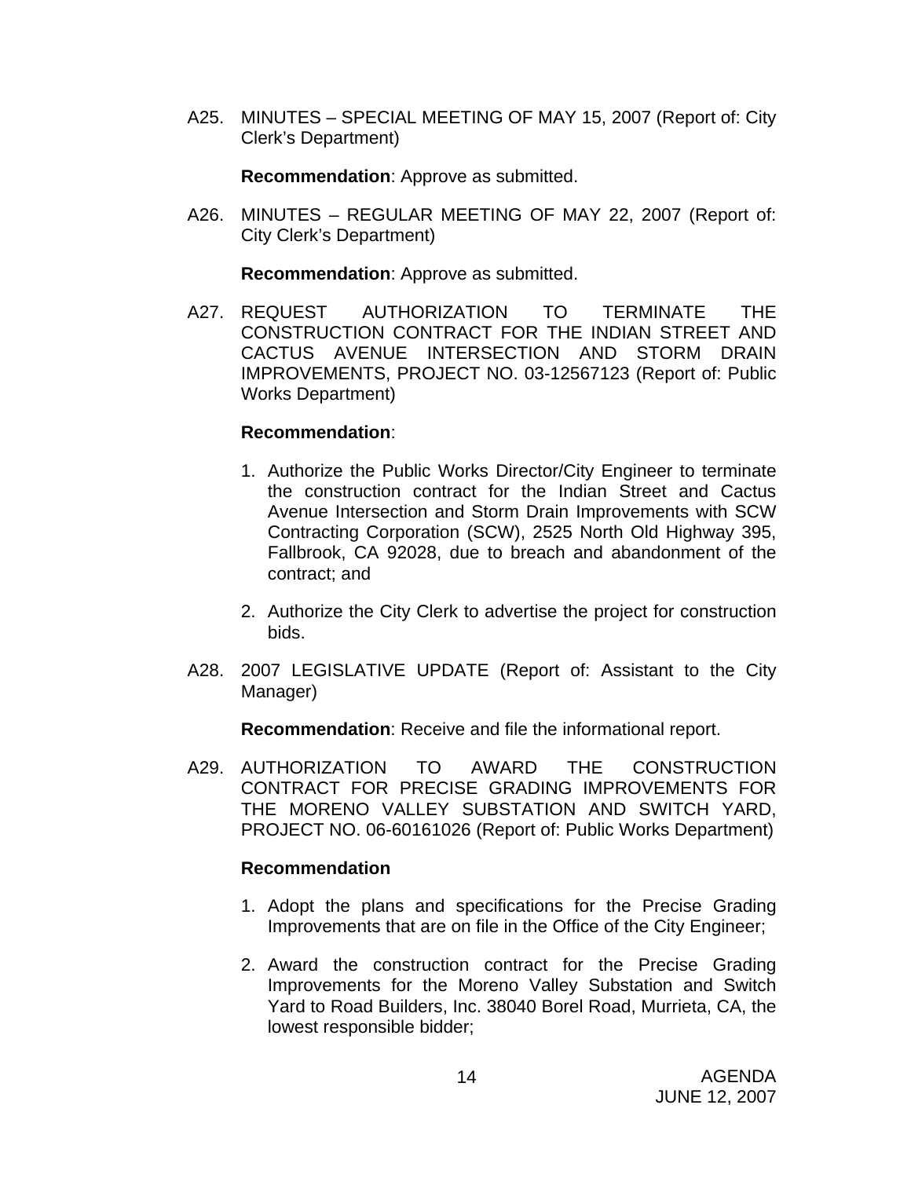A25. MINUTES – SPECIAL MEETING OF MAY 15, 2007 (Report of: City Clerk's Department)

**Recommendation**: Approve as submitted.

A26. MINUTES – REGULAR MEETING OF MAY 22, 2007 (Report of: City Clerk's Department)

**Recommendation**: Approve as submitted.

A27. REQUEST AUTHORIZATION TO TERMINATE THE CONSTRUCTION CONTRACT FOR THE INDIAN STREET AND CACTUS AVENUE INTERSECTION AND STORM DRAIN IMPROVEMENTS, PROJECT NO. 03-12567123 (Report of: Public Works Department)

**Recommendation**:

1. Authorize the Public Works Director/City Engineer to terminate the construction contract for the Indian Street and Cactus Avenue Intersection and Storm Drain Improvements with SCW Contracting Corporation (SCW), 2525 North Old Highway 395, Fallbrook, CA 92028, due to breach and abandonment of the contract; and

2. Authorize the City Clerk to advertise the project for construction bids.

A28. 2007 LEGISLATIVE UPDATE (Report of: Assistant to the City Manager)

**Recommendation**: Receive and file the informational report.

A29. AUTHORIZATION TO AWARD THE CONSTRUCTION CONTRACT FOR PRECISE GRADING IMPROVEMENTS FOR THE MORENO VALLEY SUBSTATION AND SWITCH YARD, PROJECT NO. 06-60161026 (Report of: Public Works Department)

**Recommendation**

1. Adopt the plans and specifications for the Precise Grading Improvements that are on file in the Office of the City Engineer;

2. Award the construction contract for the Precise Grading Improvements for the Moreno Valley Substation and Switch Yard to Road Builders, Inc. 38040 Borel Road, Murrieta, CA, the lowest responsible bidder;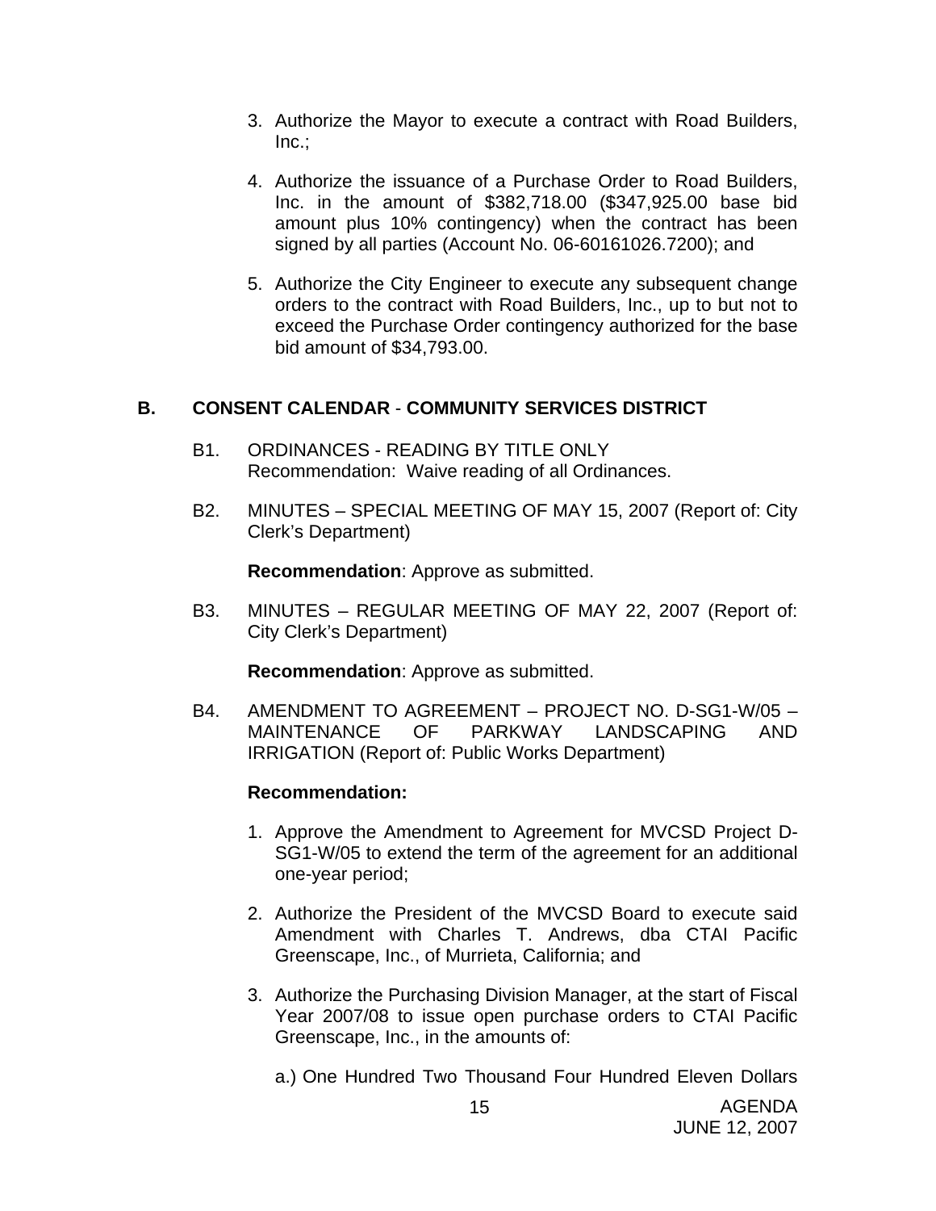3. Authorize the Mayor to execute a contract with Road Builders, Inc.;

4. Authorize the issuance of a Purchase Order to Road Builders, Inc. in the amount of $382,718.00 ($347,925.00 base bid amount plus 10% contingency) when the contract has been signed by all parties (Account No. 06-60161026.7200); and

5. Authorize the City Engineer to execute any subsequent change orders to the contract with Road Builders, Inc., up to but not to exceed the Purchase Order contingency authorized for the base bid amount of $34,793.00.

## B. CONSENT CALENDAR - COMMUNITY SERVICES DISTRICT

B1. ORDINANCES - READING BY TITLE ONLY
Recommendation: Waive reading of all Ordinances.

B2. MINUTES – SPECIAL MEETING OF MAY 15, 2007 (Report of: City Clerk's Department)

**Recommendation**: Approve as submitted.

B3. MINUTES – REGULAR MEETING OF MAY 22, 2007 (Report of: City Clerk's Department)

**Recommendation**: Approve as submitted.

B4. AMENDMENT TO AGREEMENT – PROJECT NO. D-SG1-W/05 – MAINTENANCE OF PARKWAY LANDSCAPING AND IRRIGATION (Report of: Public Works Department)

**Recommendation:**

1. Approve the Amendment to Agreement for MVCSD Project D-SG1-W/05 to extend the term of the agreement for an additional one-year period;

2. Authorize the President of the MVCSD Board to execute said Amendment with Charles T. Andrews, dba CTAI Pacific Greenscape, Inc., of Murrieta, California; and

3. Authorize the Purchasing Division Manager, at the start of Fiscal Year 2007/08 to issue open purchase orders to CTAI Pacific Greenscape, Inc., in the amounts of:

   a.) One Hundred Two Thousand Four Hundred Eleven Dollars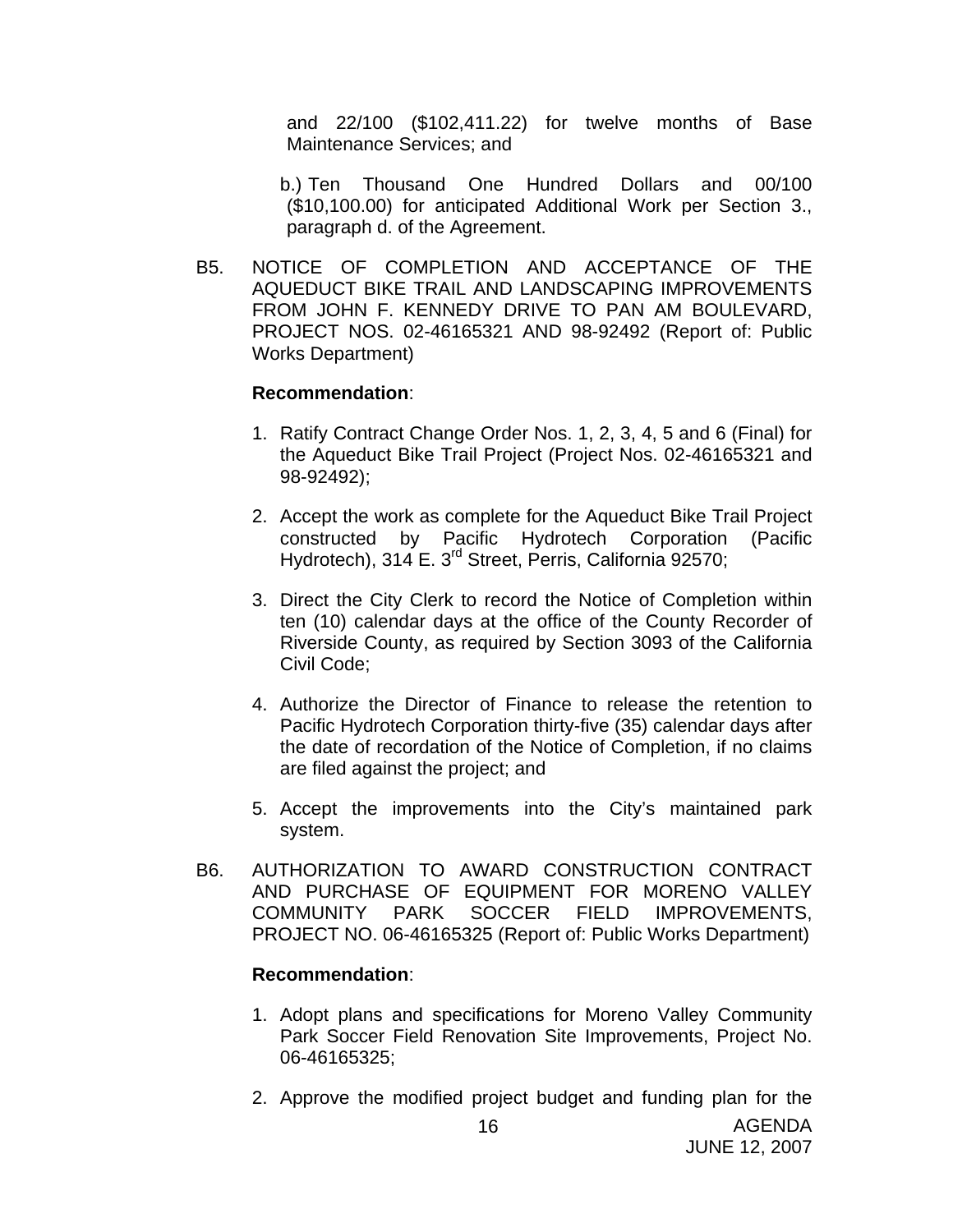and 22/100 ($102,411.22) for twelve months of Base Maintenance Services; and

b.) Ten Thousand One Hundred Dollars and 00/100 ($10,100.00) for anticipated Additional Work per Section 3., paragraph d. of the Agreement.

B5. NOTICE OF COMPLETION AND ACCEPTANCE OF THE AQUEDUCT BIKE TRAIL AND LANDSCAPING IMPROVEMENTS FROM JOHN F. KENNEDY DRIVE TO PAN AM BOULEVARD, PROJECT NOS. 02-46165321 AND 98-92492 (Report of: Public Works Department)

**Recommendation**:

1. Ratify Contract Change Order Nos. 1, 2, 3, 4, 5 and 6 (Final) for the Aqueduct Bike Trail Project (Project Nos. 02-46165321 and 98-92492);

2. Accept the work as complete for the Aqueduct Bike Trail Project constructed by Pacific Hydrotech Corporation (Pacific Hydrotech), 314 E. 3rd Street, Perris, California 92570;

3. Direct the City Clerk to record the Notice of Completion within ten (10) calendar days at the office of the County Recorder of Riverside County, as required by Section 3093 of the California Civil Code;

4. Authorize the Director of Finance to release the retention to Pacific Hydrotech Corporation thirty-five (35) calendar days after the date of recordation of the Notice of Completion, if no claims are filed against the project; and

5. Accept the improvements into the City's maintained park system.

B6. AUTHORIZATION TO AWARD CONSTRUCTION CONTRACT AND PURCHASE OF EQUIPMENT FOR MORENO VALLEY COMMUNITY PARK SOCCER FIELD IMPROVEMENTS, PROJECT NO. 06-46165325 (Report of: Public Works Department)

**Recommendation**:

1. Adopt plans and specifications for Moreno Valley Community Park Soccer Field Renovation Site Improvements, Project No. 06-46165325;

2. Approve the modified project budget and funding plan for the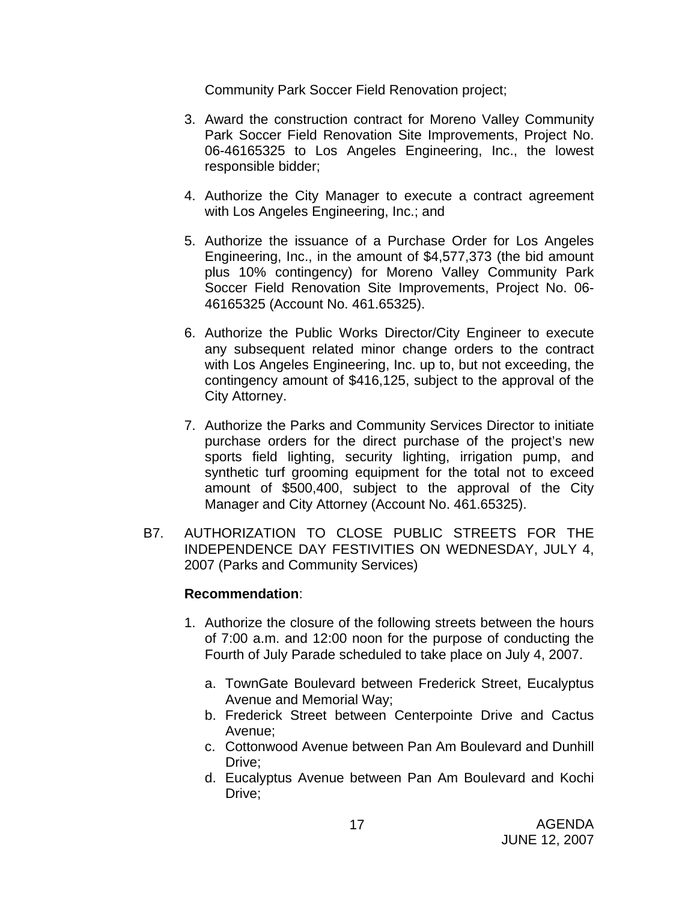Community Park Soccer Field Renovation project;

3. Award the construction contract for Moreno Valley Community Park Soccer Field Renovation Site Improvements, Project No. 06-46165325 to Los Angeles Engineering, Inc., the lowest responsible bidder;

4. Authorize the City Manager to execute a contract agreement with Los Angeles Engineering, Inc.; and

5. Authorize the issuance of a Purchase Order for Los Angeles Engineering, Inc., in the amount of $4,577,373 (the bid amount plus 10% contingency) for Moreno Valley Community Park Soccer Field Renovation Site Improvements, Project No. 06-46165325 (Account No. 461.65325).

6. Authorize the Public Works Director/City Engineer to execute any subsequent related minor change orders to the contract with Los Angeles Engineering, Inc. up to, but not exceeding, the contingency amount of $416,125, subject to the approval of the City Attorney.

7. Authorize the Parks and Community Services Director to initiate purchase orders for the direct purchase of the project's new sports field lighting, security lighting, irrigation pump, and synthetic turf grooming equipment for the total not to exceed amount of $500,400, subject to the approval of the City Manager and City Attorney (Account No. 461.65325).

B7. AUTHORIZATION TO CLOSE PUBLIC STREETS FOR THE INDEPENDENCE DAY FESTIVITIES ON WEDNESDAY, JULY 4, 2007 (Parks and Community Services)

**Recommendation**:

1. Authorize the closure of the following streets between the hours of 7:00 a.m. and 12:00 noon for the purpose of conducting the Fourth of July Parade scheduled to take place on July 4, 2007.

   a. TownGate Boulevard between Frederick Street, Eucalyptus Avenue and Memorial Way;
   b. Frederick Street between Centerpointe Drive and Cactus Avenue;
   c. Cottonwood Avenue between Pan Am Boulevard and Dunhill Drive;
   d. Eucalyptus Avenue between Pan Am Boulevard and Kochi Drive;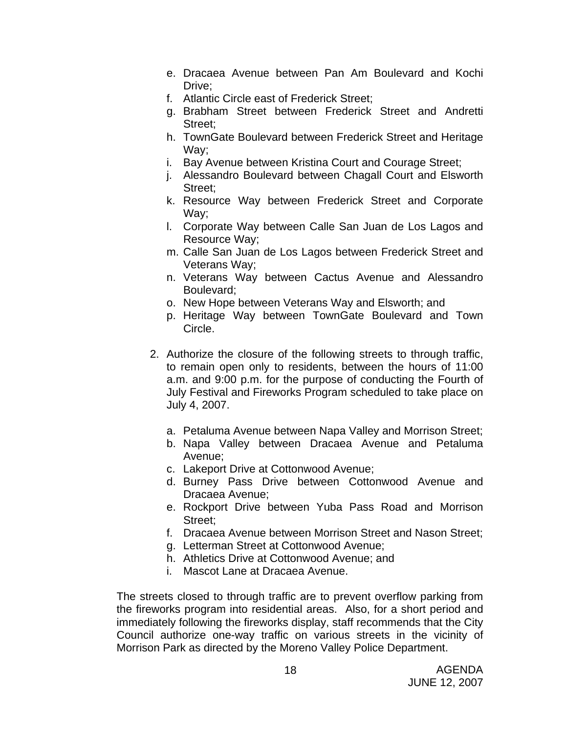e. Dracaea Avenue between Pan Am Boulevard and Kochi Drive;
f. Atlantic Circle east of Frederick Street;
g. Brabham Street between Frederick Street and Andretti Street;
h. TownGate Boulevard between Frederick Street and Heritage Way;
i. Bay Avenue between Kristina Court and Courage Street;
j. Alessandro Boulevard between Chagall Court and Elsworth Street;
k. Resource Way between Frederick Street and Corporate Way;
l. Corporate Way between Calle San Juan de Los Lagos and Resource Way;
m. Calle San Juan de Los Lagos between Frederick Street and Veterans Way;
n. Veterans Way between Cactus Avenue and Alessandro Boulevard;
o. New Hope between Veterans Way and Elsworth; and
p. Heritage Way between TownGate Boulevard and Town Circle.

2. Authorize the closure of the following streets to through traffic, to remain open only to residents, between the hours of 11:00 a.m. and 9:00 p.m. for the purpose of conducting the Fourth of July Festival and Fireworks Program scheduled to take place on July 4, 2007.

   a. Petaluma Avenue between Napa Valley and Morrison Street;
   b. Napa Valley between Dracaea Avenue and Petaluma Avenue;
   c. Lakeport Drive at Cottonwood Avenue;
   d. Burney Pass Drive between Cottonwood Avenue and Dracaea Avenue;
   e. Rockport Drive between Yuba Pass Road and Morrison Street;
   f. Dracaea Avenue between Morrison Street and Nason Street;
   g. Letterman Street at Cottonwood Avenue;
   h. Athletics Drive at Cottonwood Avenue; and
   i. Mascot Lane at Dracaea Avenue.

The streets closed to through traffic are to prevent overflow parking from the fireworks program into residential areas. Also, for a short period and immediately following the fireworks display, staff recommends that the City Council authorize one-way traffic on various streets in the vicinity of Morrison Park as directed by the Moreno Valley Police Department.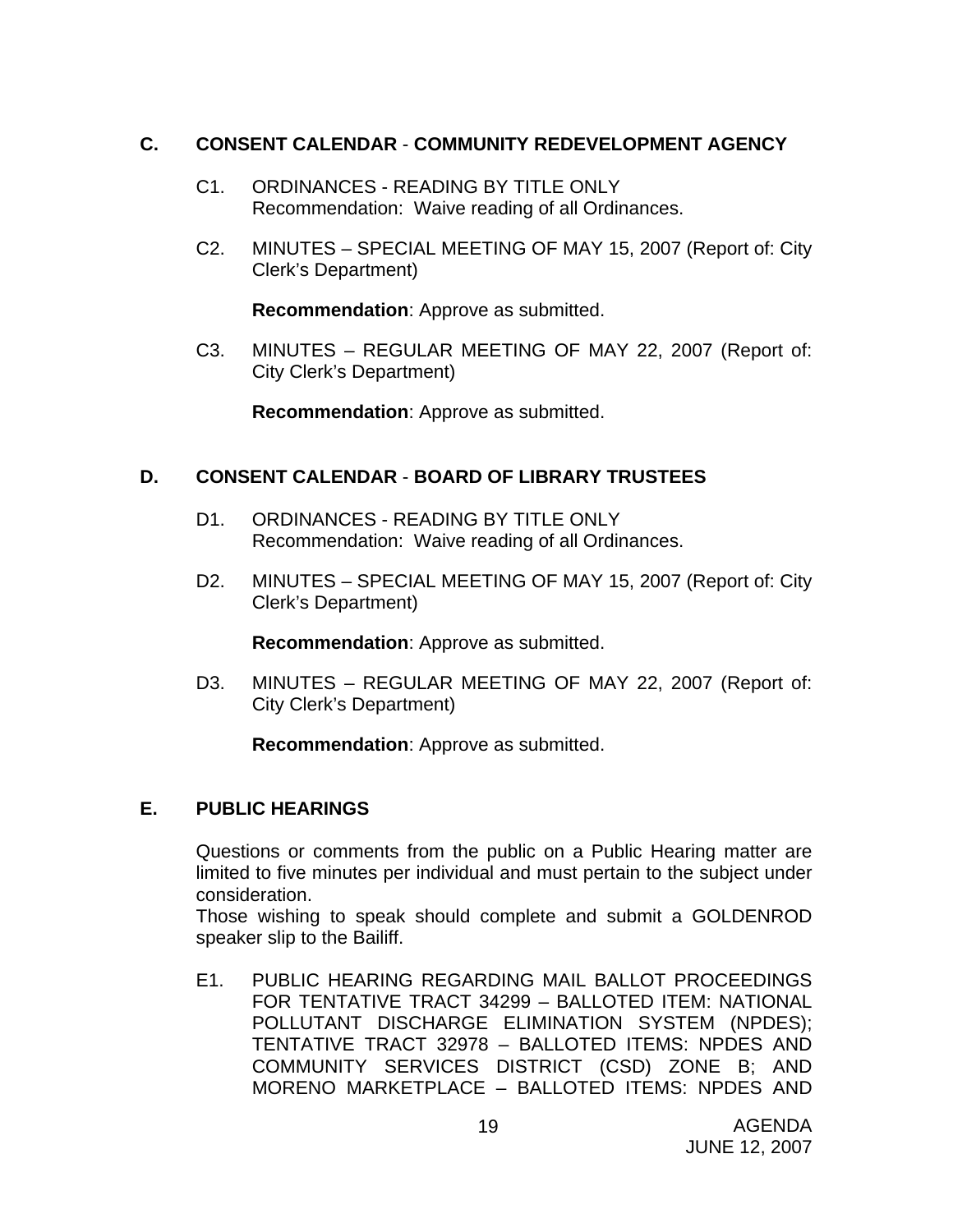## C. CONSENT CALENDAR - COMMUNITY REDEVELOPMENT AGENCY

C1. ORDINANCES - READING BY TITLE ONLY
Recommendation: Waive reading of all Ordinances.

C2. MINUTES – SPECIAL MEETING OF MAY 15, 2007 (Report of: City Clerk's Department)

**Recommendation**: Approve as submitted.

C3. MINUTES – REGULAR MEETING OF MAY 22, 2007 (Report of: City Clerk's Department)

**Recommendation**: Approve as submitted.

## D. CONSENT CALENDAR - BOARD OF LIBRARY TRUSTEES

D1. ORDINANCES - READING BY TITLE ONLY
Recommendation: Waive reading of all Ordinances.

D2. MINUTES – SPECIAL MEETING OF MAY 15, 2007 (Report of: City Clerk's Department)

**Recommendation**: Approve as submitted.

D3. MINUTES – REGULAR MEETING OF MAY 22, 2007 (Report of: City Clerk's Department)

**Recommendation**: Approve as submitted.

## E. PUBLIC HEARINGS

Questions or comments from the public on a Public Hearing matter are limited to five minutes per individual and must pertain to the subject under consideration.
Those wishing to speak should complete and submit a GOLDENROD speaker slip to the Bailiff.

E1. PUBLIC HEARING REGARDING MAIL BALLOT PROCEEDINGS FOR TENTATIVE TRACT 34299 – BALLOTED ITEM: NATIONAL POLLUTANT DISCHARGE ELIMINATION SYSTEM (NPDES); TENTATIVE TRACT 32978 – BALLOTED ITEMS: NPDES AND COMMUNITY SERVICES DISTRICT (CSD) ZONE B; AND MORENO MARKETPLACE – BALLOTED ITEMS: NPDES AND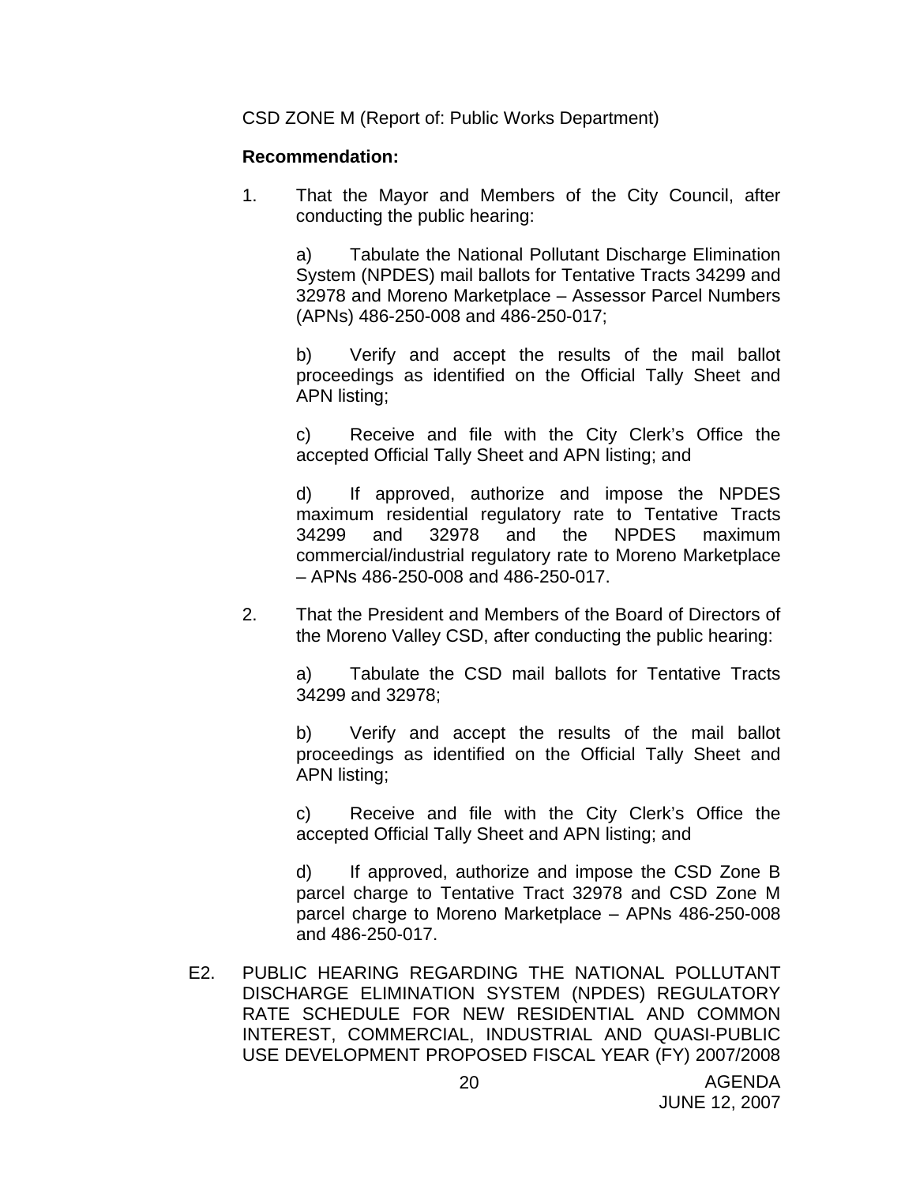CSD ZONE M (Report of: Public Works Department)

**Recommendation:**

1. That the Mayor and Members of the City Council, after conducting the public hearing:

   a) Tabulate the National Pollutant Discharge Elimination System (NPDES) mail ballots for Tentative Tracts 34299 and 32978 and Moreno Marketplace – Assessor Parcel Numbers (APNs) 486-250-008 and 486-250-017;

   b) Verify and accept the results of the mail ballot proceedings as identified on the Official Tally Sheet and APN listing;

   c) Receive and file with the City Clerk's Office the accepted Official Tally Sheet and APN listing; and

   d) If approved, authorize and impose the NPDES maximum residential regulatory rate to Tentative Tracts 34299 and 32978 and the NPDES maximum commercial/industrial regulatory rate to Moreno Marketplace – APNs 486-250-008 and 486-250-017.

2. That the President and Members of the Board of Directors of the Moreno Valley CSD, after conducting the public hearing:

   a) Tabulate the CSD mail ballots for Tentative Tracts 34299 and 32978;

   b) Verify and accept the results of the mail ballot proceedings as identified on the Official Tally Sheet and APN listing;

   c) Receive and file with the City Clerk's Office the accepted Official Tally Sheet and APN listing; and

   d) If approved, authorize and impose the CSD Zone B parcel charge to Tentative Tract 32978 and CSD Zone M parcel charge to Moreno Marketplace – APNs 486-250-008 and 486-250-017.

E2. PUBLIC HEARING REGARDING THE NATIONAL POLLUTANT DISCHARGE ELIMINATION SYSTEM (NPDES) REGULATORY RATE SCHEDULE FOR NEW RESIDENTIAL AND COMMON INTEREST, COMMERCIAL, INDUSTRIAL AND QUASI-PUBLIC USE DEVELOPMENT PROPOSED FISCAL YEAR (FY) 2007/2008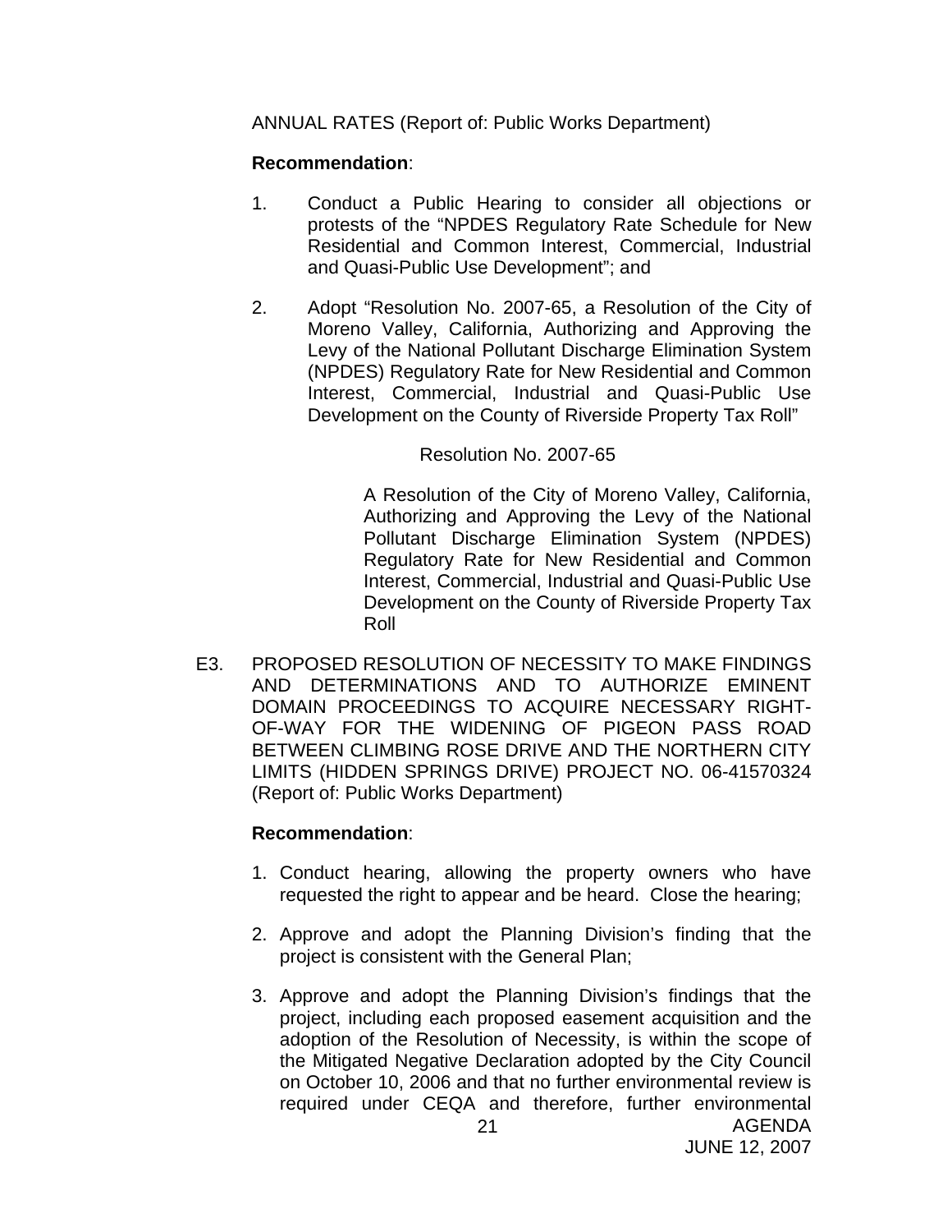ANNUAL RATES (Report of: Public Works Department)

**Recommendation**:

1. Conduct a Public Hearing to consider all objections or protests of the "NPDES Regulatory Rate Schedule for New Residential and Common Interest, Commercial, Industrial and Quasi-Public Use Development"; and

2. Adopt "Resolution No. 2007-65, a Resolution of the City of Moreno Valley, California, Authorizing and Approving the Levy of the National Pollutant Discharge Elimination System (NPDES) Regulatory Rate for New Residential and Common Interest, Commercial, Industrial and Quasi-Public Use Development on the County of Riverside Property Tax Roll"

   Resolution No. 2007-65

   A Resolution of the City of Moreno Valley, California, Authorizing and Approving the Levy of the National Pollutant Discharge Elimination System (NPDES) Regulatory Rate for New Residential and Common Interest, Commercial, Industrial and Quasi-Public Use Development on the County of Riverside Property Tax Roll

E3. PROPOSED RESOLUTION OF NECESSITY TO MAKE FINDINGS AND DETERMINATIONS AND TO AUTHORIZE EMINENT DOMAIN PROCEEDINGS TO ACQUIRE NECESSARY RIGHT-OF-WAY FOR THE WIDENING OF PIGEON PASS ROAD BETWEEN CLIMBING ROSE DRIVE AND THE NORTHERN CITY LIMITS (HIDDEN SPRINGS DRIVE) PROJECT NO. 06-41570324 (Report of: Public Works Department)

**Recommendation**:

1. Conduct hearing, allowing the property owners who have requested the right to appear and be heard. Close the hearing;

2. Approve and adopt the Planning Division's finding that the project is consistent with the General Plan;

3. Approve and adopt the Planning Division's findings that the project, including each proposed easement acquisition and the adoption of the Resolution of Necessity, is within the scope of the Mitigated Negative Declaration adopted by the City Council on October 10, 2006 and that no further environmental review is required under CEQA and therefore, further environmental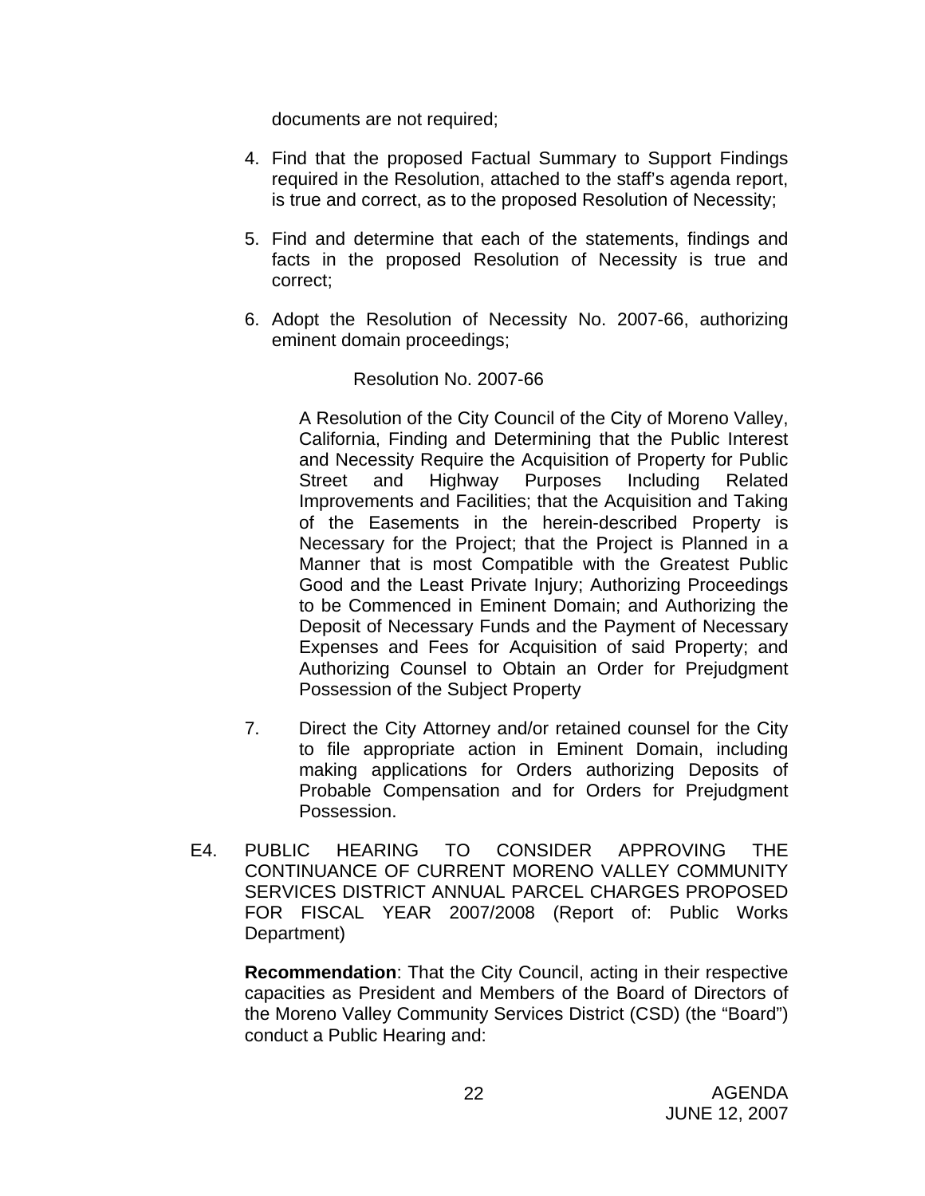documents are not required;

4. Find that the proposed Factual Summary to Support Findings required in the Resolution, attached to the staff's agenda report, is true and correct, as to the proposed Resolution of Necessity;

5. Find and determine that each of the statements, findings and facts in the proposed Resolution of Necessity is true and correct;

6. Adopt the Resolution of Necessity No. 2007-66, authorizing eminent domain proceedings;

   Resolution No. 2007-66

   A Resolution of the City Council of the City of Moreno Valley, California, Finding and Determining that the Public Interest and Necessity Require the Acquisition of Property for Public Street and Highway Purposes Including Related Improvements and Facilities; that the Acquisition and Taking of the Easements in the herein-described Property is Necessary for the Project; that the Project is Planned in a Manner that is most Compatible with the Greatest Public Good and the Least Private Injury; Authorizing Proceedings to be Commenced in Eminent Domain; and Authorizing the Deposit of Necessary Funds and the Payment of Necessary Expenses and Fees for Acquisition of said Property; and Authorizing Counsel to Obtain an Order for Prejudgment Possession of the Subject Property

7. Direct the City Attorney and/or retained counsel for the City to file appropriate action in Eminent Domain, including making applications for Orders authorizing Deposits of Probable Compensation and for Orders for Prejudgment Possession.

E4. PUBLIC HEARING TO CONSIDER APPROVING THE CONTINUANCE OF CURRENT MORENO VALLEY COMMUNITY SERVICES DISTRICT ANNUAL PARCEL CHARGES PROPOSED FOR FISCAL YEAR 2007/2008 (Report of: Public Works Department)

**Recommendation**: That the City Council, acting in their respective capacities as President and Members of the Board of Directors of the Moreno Valley Community Services District (CSD) (the "Board") conduct a Public Hearing and: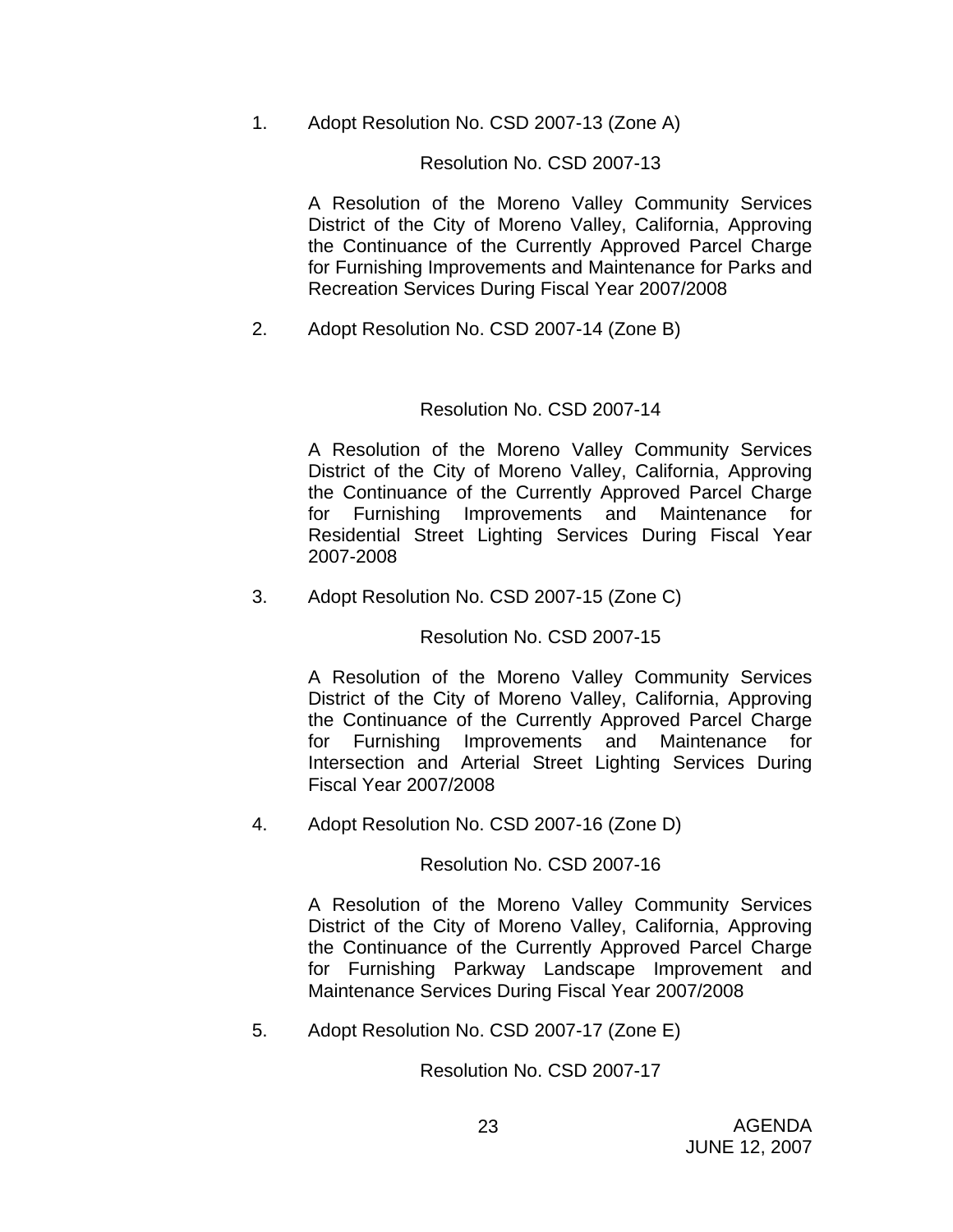1. Adopt Resolution No. CSD 2007-13 (Zone A)

   Resolution No. CSD 2007-13

   A Resolution of the Moreno Valley Community Services District of the City of Moreno Valley, California, Approving the Continuance of the Currently Approved Parcel Charge for Furnishing Improvements and Maintenance for Parks and Recreation Services During Fiscal Year 2007/2008

2. Adopt Resolution No. CSD 2007-14 (Zone B)

   Resolution No. CSD 2007-14

   A Resolution of the Moreno Valley Community Services District of the City of Moreno Valley, California, Approving the Continuance of the Currently Approved Parcel Charge for Furnishing Improvements and Maintenance for Residential Street Lighting Services During Fiscal Year 2007-2008

3. Adopt Resolution No. CSD 2007-15 (Zone C)

   Resolution No. CSD 2007-15

   A Resolution of the Moreno Valley Community Services District of the City of Moreno Valley, California, Approving the Continuance of the Currently Approved Parcel Charge for Furnishing Improvements and Maintenance for Intersection and Arterial Street Lighting Services During Fiscal Year 2007/2008

4. Adopt Resolution No. CSD 2007-16 (Zone D)

   Resolution No. CSD 2007-16

   A Resolution of the Moreno Valley Community Services District of the City of Moreno Valley, California, Approving the Continuance of the Currently Approved Parcel Charge for Furnishing Parkway Landscape Improvement and Maintenance Services During Fiscal Year 2007/2008

5. Adopt Resolution No. CSD 2007-17 (Zone E)

   Resolution No. CSD 2007-17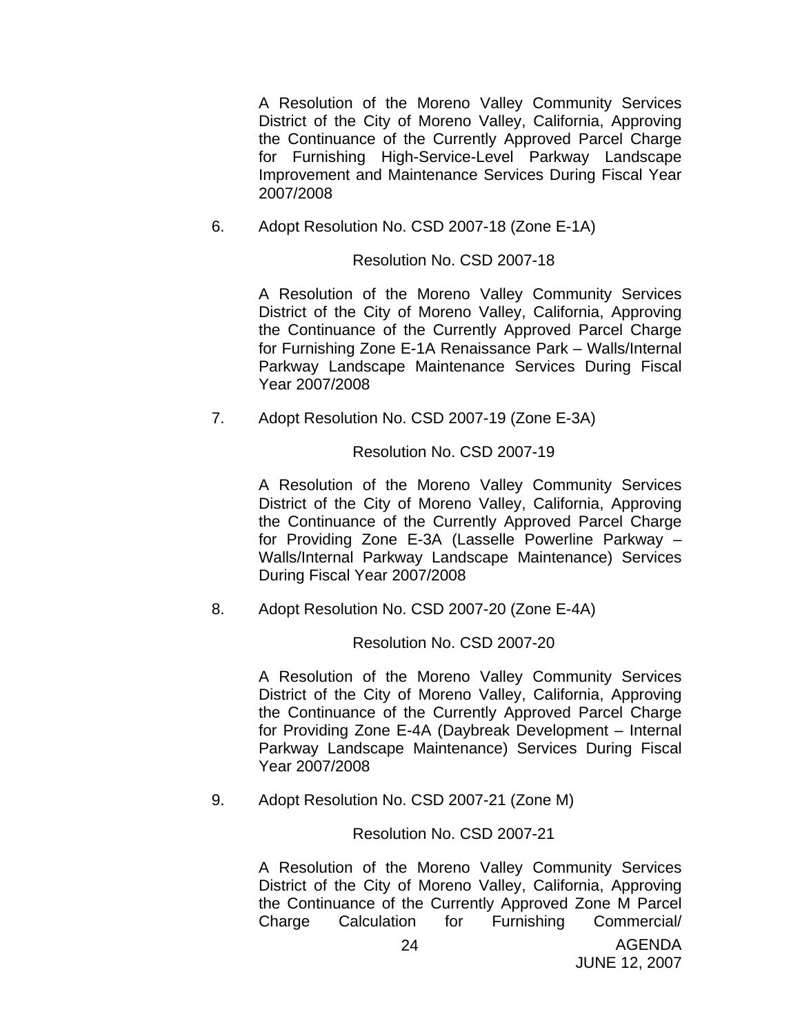A Resolution of the Moreno Valley Community Services District of the City of Moreno Valley, California, Approving the Continuance of the Currently Approved Parcel Charge for Furnishing High-Service-Level Parkway Landscape Improvement and Maintenance Services During Fiscal Year 2007/2008

6. Adopt Resolution No. CSD 2007-18 (Zone E-1A)

   Resolution No. CSD 2007-18

   A Resolution of the Moreno Valley Community Services District of the City of Moreno Valley, California, Approving the Continuance of the Currently Approved Parcel Charge for Furnishing Zone E-1A Renaissance Park – Walls/Internal Parkway Landscape Maintenance Services During Fiscal Year 2007/2008

7. Adopt Resolution No. CSD 2007-19 (Zone E-3A)

   Resolution No. CSD 2007-19

   A Resolution of the Moreno Valley Community Services District of the City of Moreno Valley, California, Approving the Continuance of the Currently Approved Parcel Charge for Providing Zone E-3A (Lasselle Powerline Parkway – Walls/Internal Parkway Landscape Maintenance) Services During Fiscal Year 2007/2008

8. Adopt Resolution No. CSD 2007-20 (Zone E-4A)

   Resolution No. CSD 2007-20

   A Resolution of the Moreno Valley Community Services District of the City of Moreno Valley, California, Approving the Continuance of the Currently Approved Parcel Charge for Providing Zone E-4A (Daybreak Development – Internal Parkway Landscape Maintenance) Services During Fiscal Year 2007/2008

9. Adopt Resolution No. CSD 2007-21 (Zone M)

   Resolution No. CSD 2007-21

   A Resolution of the Moreno Valley Community Services District of the City of Moreno Valley, California, Approving the Continuance of the Currently Approved Zone M Parcel Charge Calculation for Furnishing Commercial/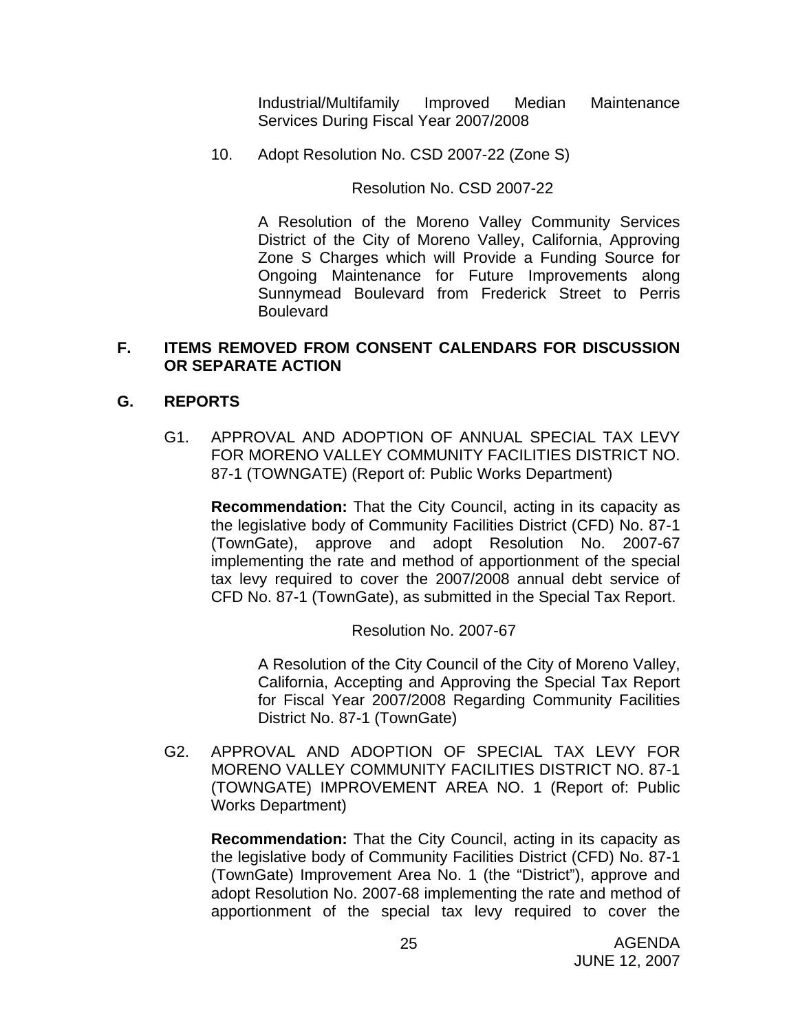Industrial/Multifamily Improved Median Maintenance Services During Fiscal Year 2007/2008

10. Adopt Resolution No. CSD 2007-22 (Zone S)

Resolution No. CSD 2007-22

A Resolution of the Moreno Valley Community Services District of the City of Moreno Valley, California, Approving Zone S Charges which will Provide a Funding Source for Ongoing Maintenance for Future Improvements along Sunnymead Boulevard from Frederick Street to Perris Boulevard

## F. ITEMS REMOVED FROM CONSENT CALENDARS FOR DISCUSSION OR SEPARATE ACTION

## G. REPORTS

G1. APPROVAL AND ADOPTION OF ANNUAL SPECIAL TAX LEVY FOR MORENO VALLEY COMMUNITY FACILITIES DISTRICT NO. 87-1 (TOWNGATE) (Report of: Public Works Department)

**Recommendation:** That the City Council, acting in its capacity as the legislative body of Community Facilities District (CFD) No. 87-1 (TownGate), approve and adopt Resolution No. 2007-67 implementing the rate and method of apportionment of the special tax levy required to cover the 2007/2008 annual debt service of CFD No. 87-1 (TownGate), as submitted in the Special Tax Report.

Resolution No. 2007-67

A Resolution of the City Council of the City of Moreno Valley, California, Accepting and Approving the Special Tax Report for Fiscal Year 2007/2008 Regarding Community Facilities District No. 87-1 (TownGate)

G2. APPROVAL AND ADOPTION OF SPECIAL TAX LEVY FOR MORENO VALLEY COMMUNITY FACILITIES DISTRICT NO. 87-1 (TOWNGATE) IMPROVEMENT AREA NO. 1 (Report of: Public Works Department)

**Recommendation:** That the City Council, acting in its capacity as the legislative body of Community Facilities District (CFD) No. 87-1 (TownGate) Improvement Area No. 1 (the "District"), approve and adopt Resolution No. 2007-68 implementing the rate and method of apportionment of the special tax levy required to cover the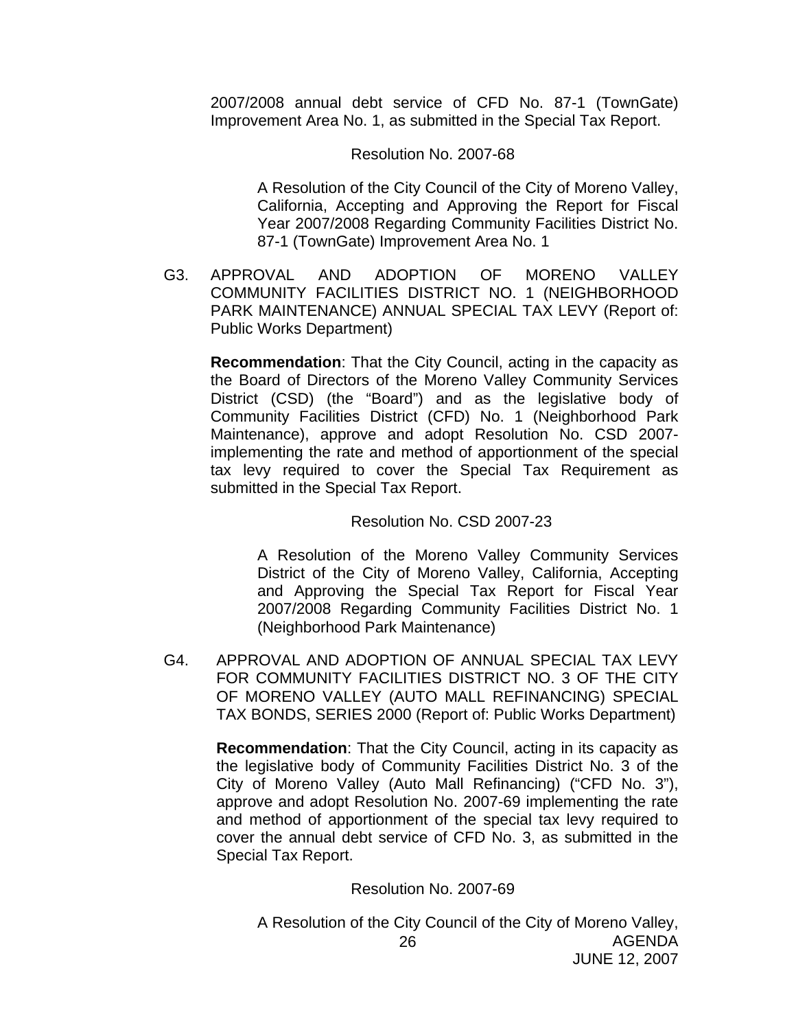2007/2008 annual debt service of CFD No. 87-1 (TownGate) Improvement Area No. 1, as submitted in the Special Tax Report.

Resolution No. 2007-68

A Resolution of the City Council of the City of Moreno Valley, California, Accepting and Approving the Report for Fiscal Year 2007/2008 Regarding Community Facilities District No. 87-1 (TownGate) Improvement Area No. 1

G3. APPROVAL AND ADOPTION OF MORENO VALLEY COMMUNITY FACILITIES DISTRICT NO. 1 (NEIGHBORHOOD PARK MAINTENANCE) ANNUAL SPECIAL TAX LEVY (Report of: Public Works Department)

**Recommendation**: That the City Council, acting in the capacity as the Board of Directors of the Moreno Valley Community Services District (CSD) (the "Board") and as the legislative body of Community Facilities District (CFD) No. 1 (Neighborhood Park Maintenance), approve and adopt Resolution No. CSD 2007- implementing the rate and method of apportionment of the special tax levy required to cover the Special Tax Requirement as submitted in the Special Tax Report.

Resolution No. CSD 2007-23

A Resolution of the Moreno Valley Community Services District of the City of Moreno Valley, California, Accepting and Approving the Special Tax Report for Fiscal Year 2007/2008 Regarding Community Facilities District No. 1 (Neighborhood Park Maintenance)

G4. APPROVAL AND ADOPTION OF ANNUAL SPECIAL TAX LEVY FOR COMMUNITY FACILITIES DISTRICT NO. 3 OF THE CITY OF MORENO VALLEY (AUTO MALL REFINANCING) SPECIAL TAX BONDS, SERIES 2000 (Report of: Public Works Department)

**Recommendation**: That the City Council, acting in its capacity as the legislative body of Community Facilities District No. 3 of the City of Moreno Valley (Auto Mall Refinancing) ("CFD No. 3"), approve and adopt Resolution No. 2007-69 implementing the rate and method of apportionment of the special tax levy required to cover the annual debt service of CFD No. 3, as submitted in the Special Tax Report.

Resolution No. 2007-69

A Resolution of the City Council of the City of Moreno Valley,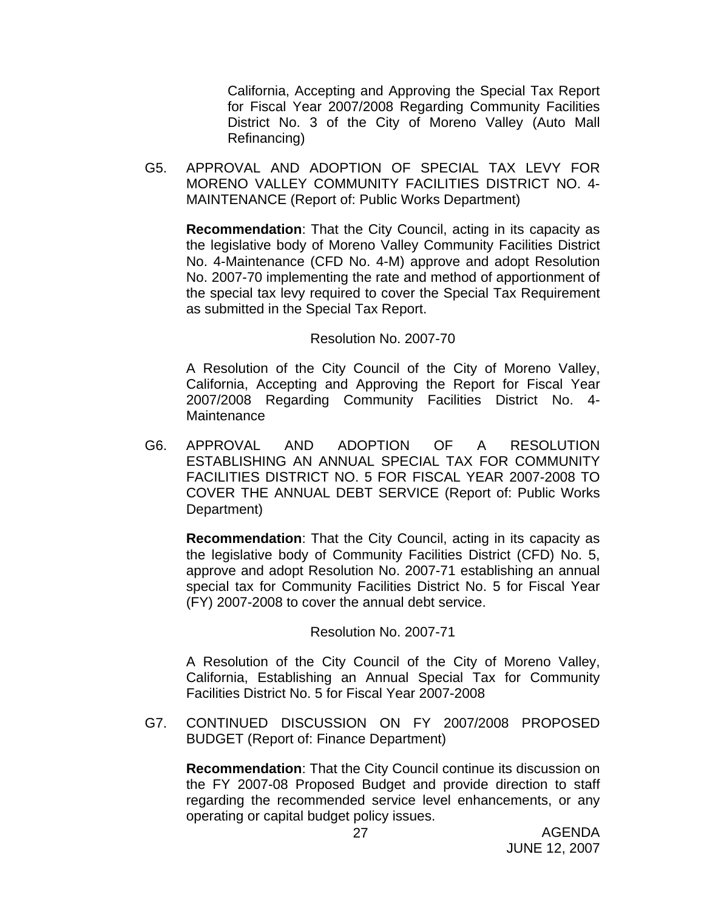California, Accepting and Approving the Special Tax Report for Fiscal Year 2007/2008 Regarding Community Facilities District No. 3 of the City of Moreno Valley (Auto Mall Refinancing)

G5. APPROVAL AND ADOPTION OF SPECIAL TAX LEVY FOR MORENO VALLEY COMMUNITY FACILITIES DISTRICT NO. 4-MAINTENANCE (Report of: Public Works Department)

**Recommendation**: That the City Council, acting in its capacity as the legislative body of Moreno Valley Community Facilities District No. 4-Maintenance (CFD No. 4-M) approve and adopt Resolution No. 2007-70 implementing the rate and method of apportionment of the special tax levy required to cover the Special Tax Requirement as submitted in the Special Tax Report.

Resolution No. 2007-70

A Resolution of the City Council of the City of Moreno Valley, California, Accepting and Approving the Report for Fiscal Year 2007/2008 Regarding Community Facilities District No. 4-Maintenance

G6. APPROVAL AND ADOPTION OF A RESOLUTION ESTABLISHING AN ANNUAL SPECIAL TAX FOR COMMUNITY FACILITIES DISTRICT NO. 5 FOR FISCAL YEAR 2007-2008 TO COVER THE ANNUAL DEBT SERVICE (Report of: Public Works Department)

**Recommendation**: That the City Council, acting in its capacity as the legislative body of Community Facilities District (CFD) No. 5, approve and adopt Resolution No. 2007-71 establishing an annual special tax for Community Facilities District No. 5 for Fiscal Year (FY) 2007-2008 to cover the annual debt service.

Resolution No. 2007-71

A Resolution of the City Council of the City of Moreno Valley, California, Establishing an Annual Special Tax for Community Facilities District No. 5 for Fiscal Year 2007-2008

G7. CONTINUED DISCUSSION ON FY 2007/2008 PROPOSED BUDGET (Report of: Finance Department)

**Recommendation**: That the City Council continue its discussion on the FY 2007-08 Proposed Budget and provide direction to staff regarding the recommended service level enhancements, or any operating or capital budget policy issues.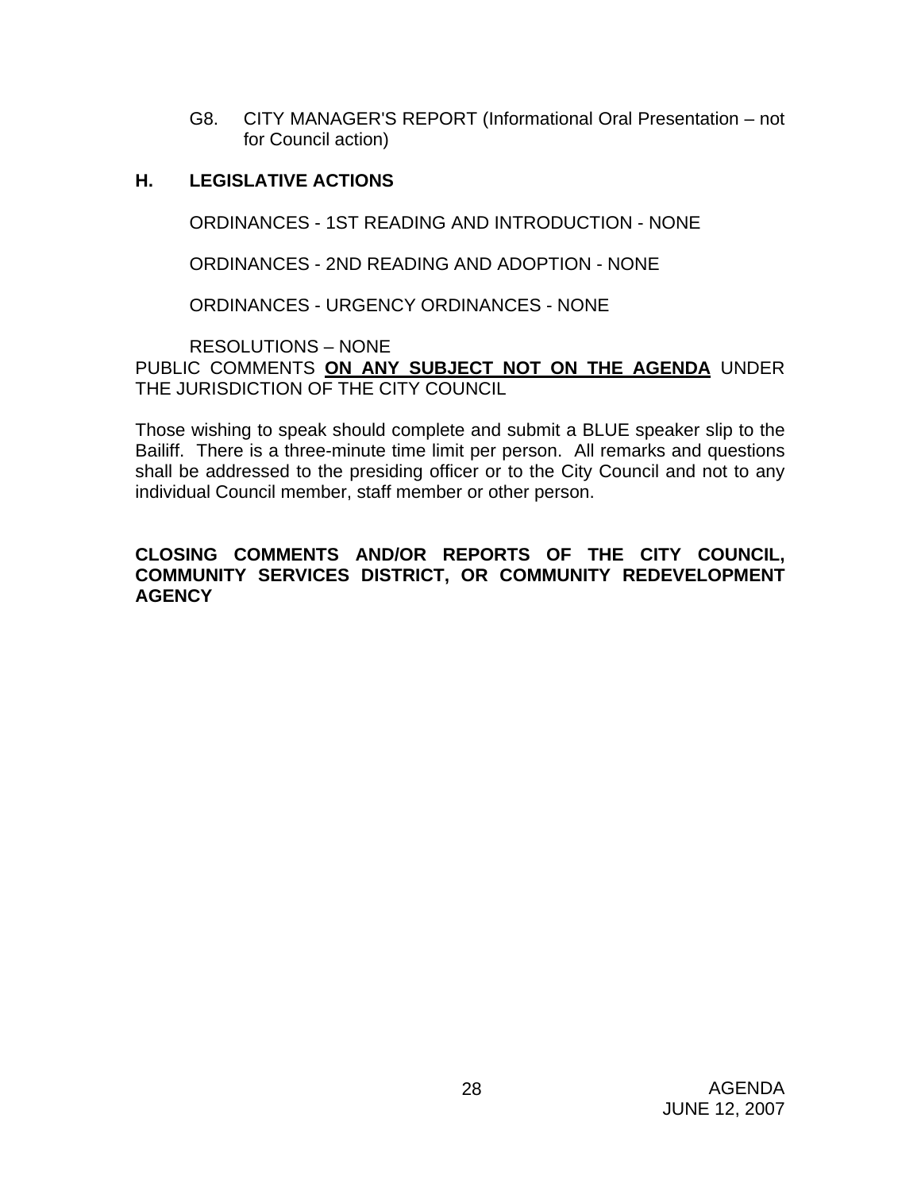G8. CITY MANAGER'S REPORT (Informational Oral Presentation – not for Council action)

## H. LEGISLATIVE ACTIONS

ORDINANCES - 1ST READING AND INTRODUCTION - NONE

ORDINANCES - 2ND READING AND ADOPTION - NONE

ORDINANCES - URGENCY ORDINANCES - NONE

RESOLUTIONS – NONE

PUBLIC COMMENTS **ON ANY SUBJECT NOT ON THE AGENDA** UNDER THE JURISDICTION OF THE CITY COUNCIL

Those wishing to speak should complete and submit a BLUE speaker slip to the Bailiff. There is a three-minute time limit per person. All remarks and questions shall be addressed to the presiding officer or to the City Council and not to any individual Council member, staff member or other person.

**CLOSING COMMENTS AND/OR REPORTS OF THE CITY COUNCIL, COMMUNITY SERVICES DISTRICT, OR COMMUNITY REDEVELOPMENT AGENCY**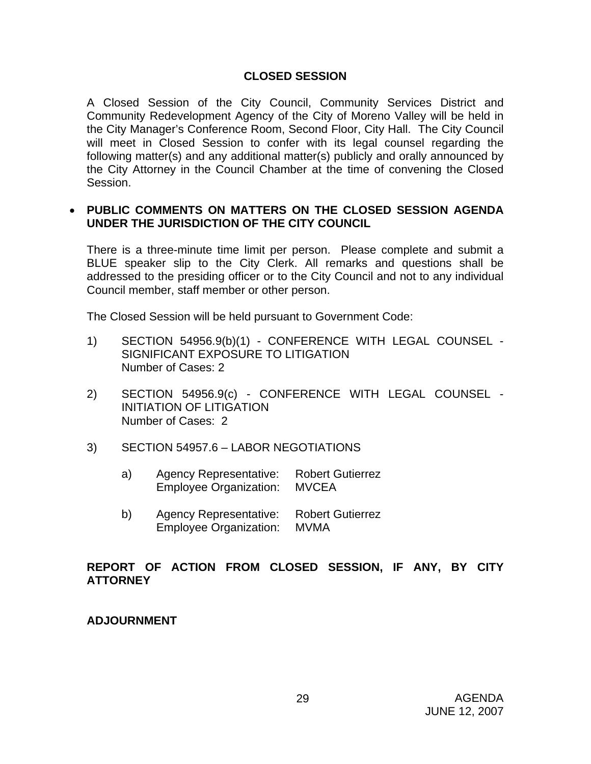## CLOSED SESSION

A Closed Session of the City Council, Community Services District and Community Redevelopment Agency of the City of Moreno Valley will be held in the City Manager's Conference Room, Second Floor, City Hall. The City Council will meet in Closed Session to confer with its legal counsel regarding the following matter(s) and any additional matter(s) publicly and orally announced by the City Attorney in the Council Chamber at the time of convening the Closed Session.

- **PUBLIC COMMENTS ON MATTERS ON THE CLOSED SESSION AGENDA UNDER THE JURISDICTION OF THE CITY COUNCIL**

  There is a three-minute time limit per person. Please complete and submit a BLUE speaker slip to the City Clerk. All remarks and questions shall be addressed to the presiding officer or to the City Council and not to any individual Council member, staff member or other person.

  The Closed Session will be held pursuant to Government Code:

  1) SECTION 54956.9(b)(1) - CONFERENCE WITH LEGAL COUNSEL - SIGNIFICANT EXPOSURE TO LITIGATION
     Number of Cases: 2

  2) SECTION 54956.9(c) - CONFERENCE WITH LEGAL COUNSEL - INITIATION OF LITIGATION
     Number of Cases: 2

  3) SECTION 54957.6 – LABOR NEGOTIATIONS

     a) Agency Representative: Robert Gutierrez
        Employee Organization: MVCEA

     b) Agency Representative: Robert Gutierrez
        Employee Organization: MVMA

**REPORT OF ACTION FROM CLOSED SESSION, IF ANY, BY CITY ATTORNEY**

**ADJOURNMENT**

AGENDA
JUNE 12, 2007